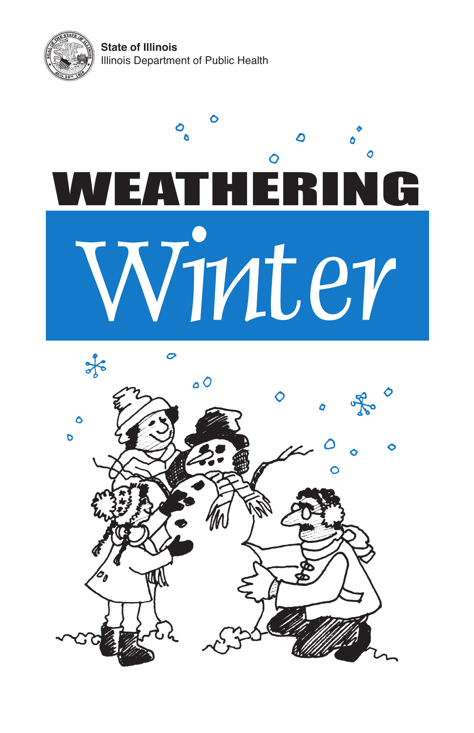**State of Illinois**
Illinois Department of Public Health

# WEATHERING *Winter*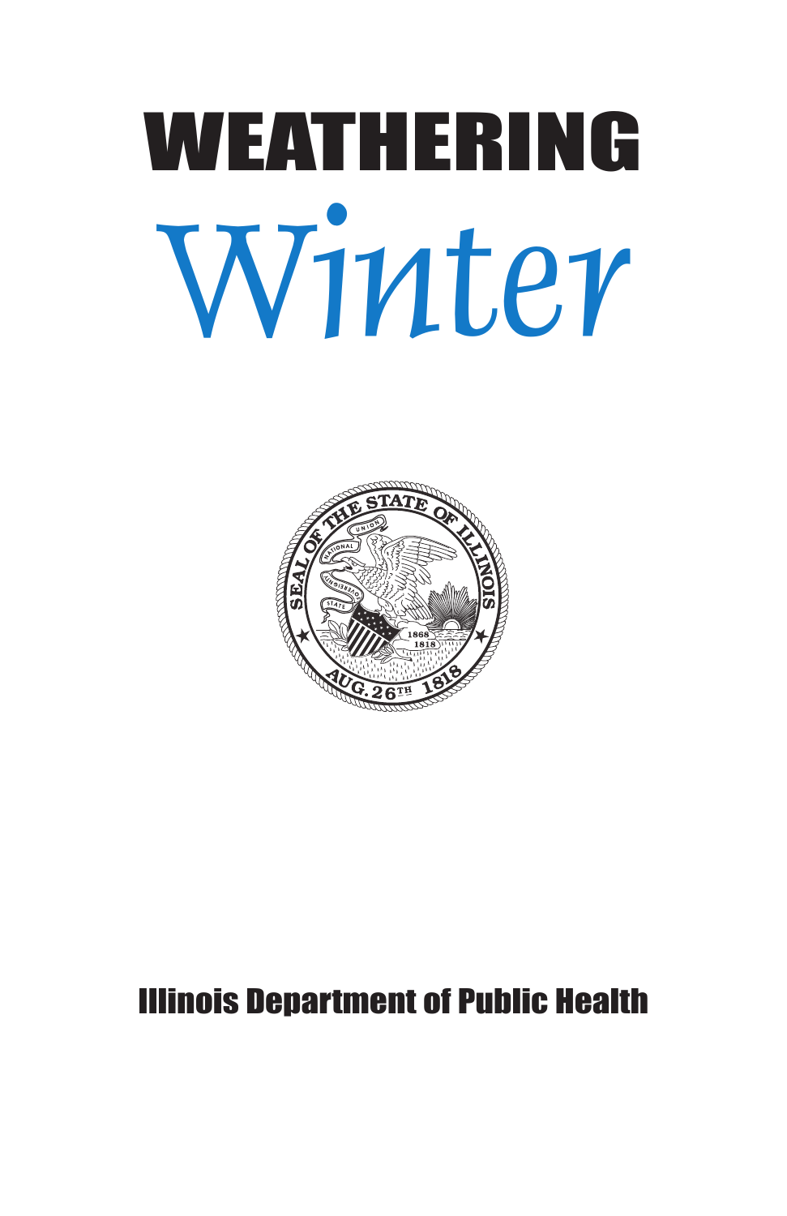# WEATHERING

# Winter

Illinois Department of Public Health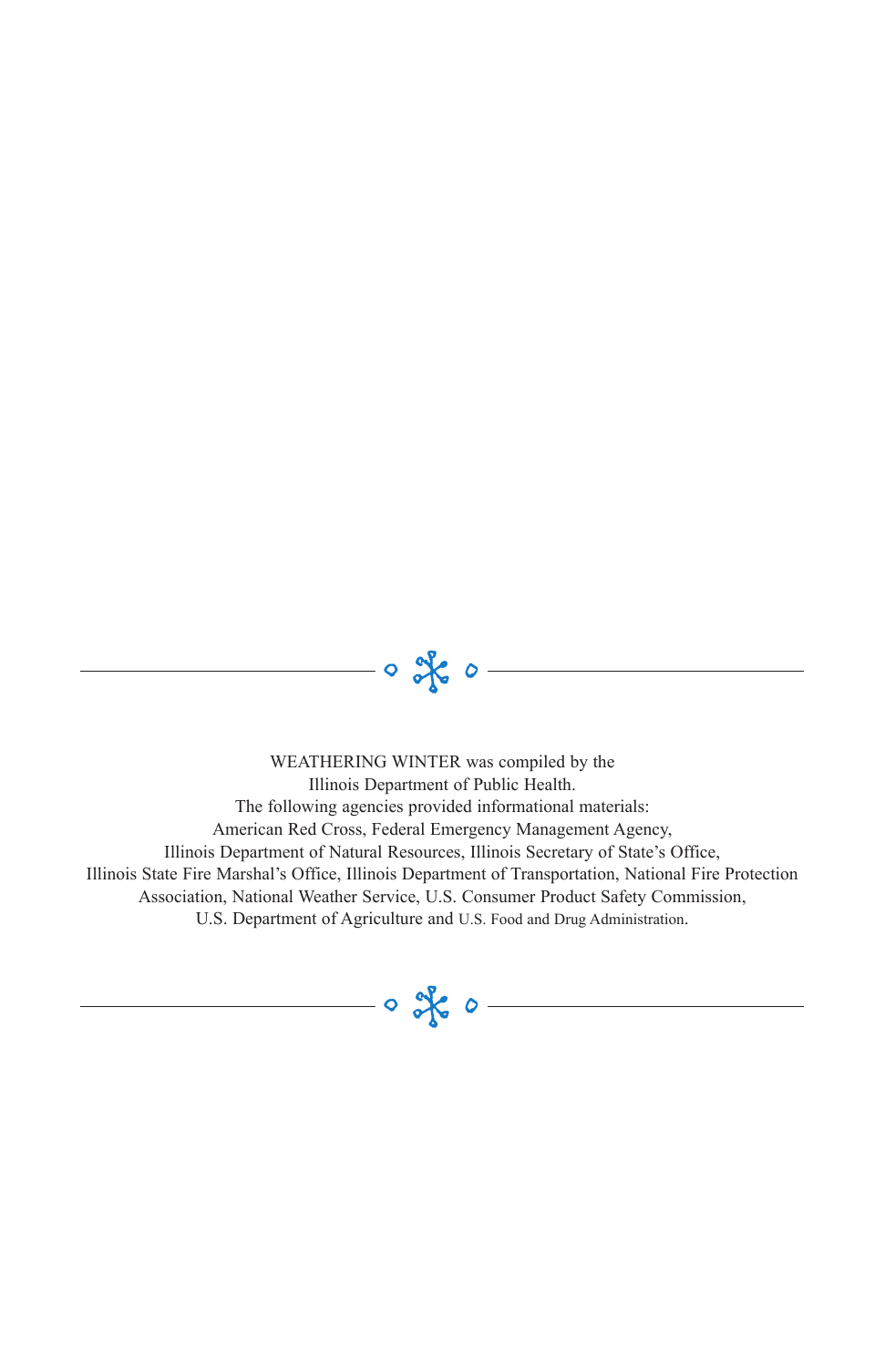WEATHERING WINTER was compiled by the
Illinois Department of Public Health.
The following agencies provided informational materials:
American Red Cross, Federal Emergency Management Agency,
Illinois Department of Natural Resources, Illinois Secretary of State's Office,
Illinois State Fire Marshal's Office, Illinois Department of Transportation, National Fire Protection Association, National Weather Service, U.S. Consumer Product Safety Commission,
U.S. Department of Agriculture and U.S. Food and Drug Administration.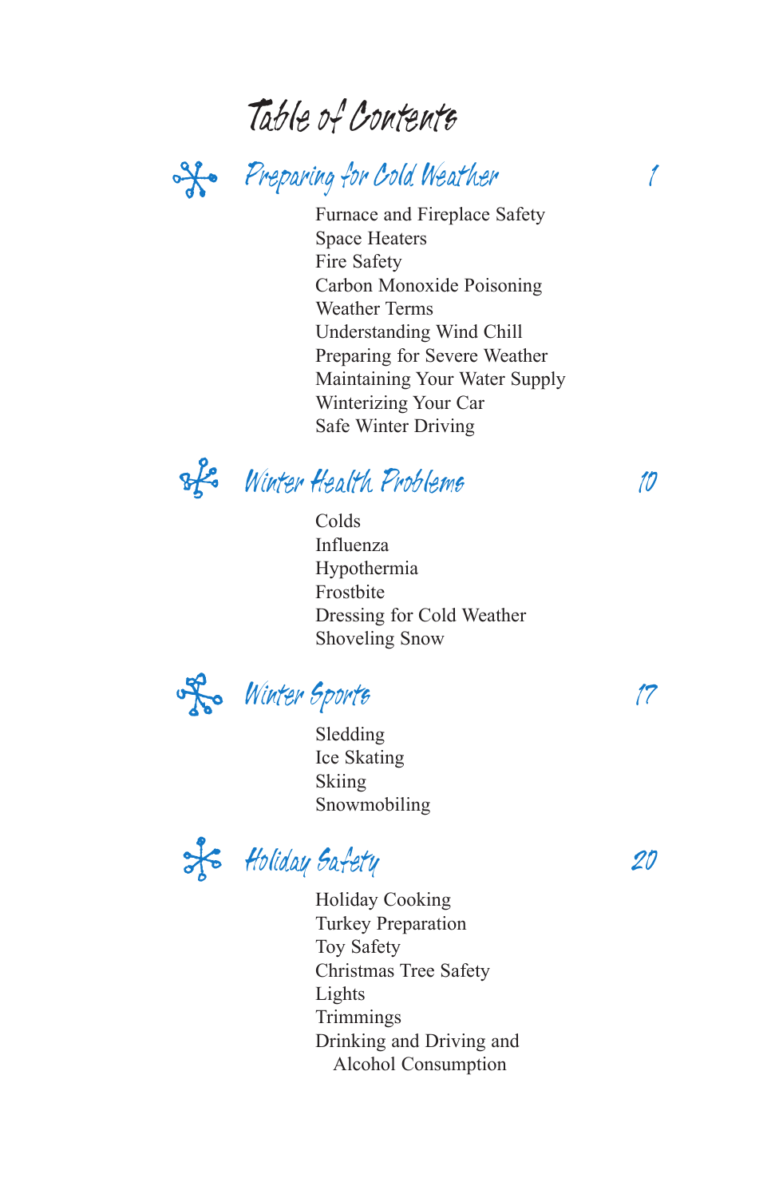# Table of Contents

## Preparing for Cold Weather — 1

- Furnace and Fireplace Safety
- Space Heaters
- Fire Safety
- Carbon Monoxide Poisoning
- Weather Terms
- Understanding Wind Chill
- Preparing for Severe Weather
- Maintaining Your Water Supply
- Winterizing Your Car
- Safe Winter Driving

## Winter Health Problems — 10

- Colds
- Influenza
- Hypothermia
- Frostbite
- Dressing for Cold Weather
- Shoveling Snow

## Winter Sports — 17

- Sledding
- Ice Skating
- Skiing
- Snowmobiling

## Holiday Safety — 20

- Holiday Cooking
- Turkey Preparation
- Toy Safety
- Christmas Tree Safety
- Lights
- Trimmings
- Drinking and Driving and Alcohol Consumption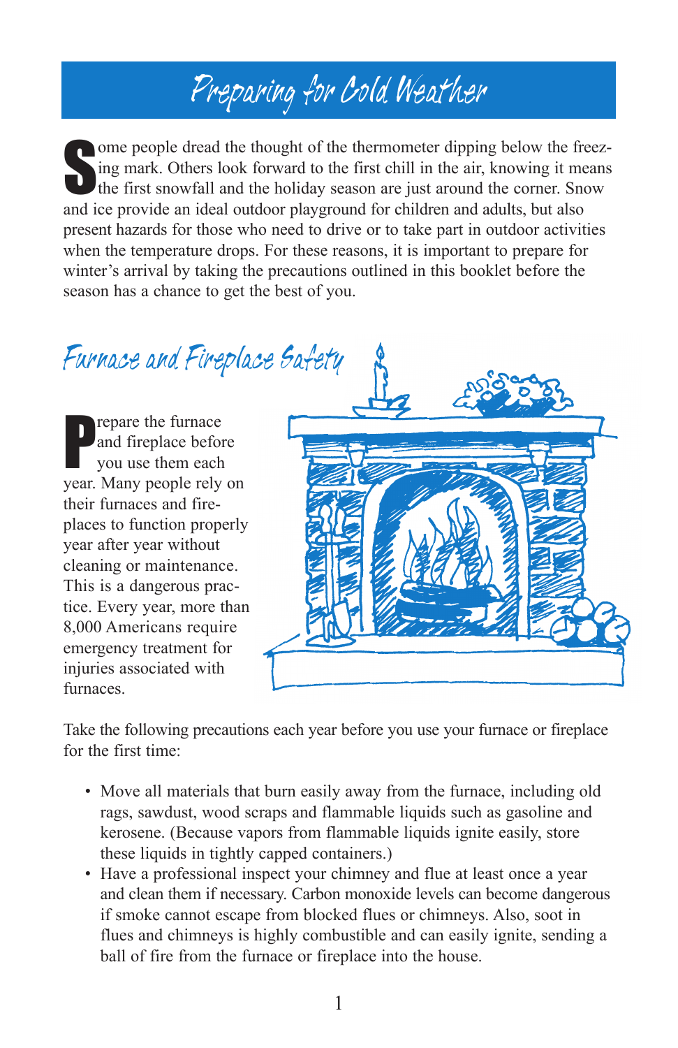# Preparing for Cold Weather

Some people dread the thought of the thermometer dipping below the freezing mark. Others look forward to the first chill in the air, knowing it means the first snowfall and the holiday season are just around the corner. Snow and ice provide an ideal outdoor playground for children and adults, but also present hazards for those who need to drive or to take part in outdoor activities when the temperature drops. For these reasons, it is important to prepare for winter's arrival by taking the precautions outlined in this booklet before the season has a chance to get the best of you.

## Furnace and Fireplace Safety

Prepare the furnace and fireplace before you use them each year. Many people rely on their furnaces and fireplaces to function properly year after year without cleaning or maintenance. This is a dangerous practice. Every year, more than 8,000 Americans require emergency treatment for injuries associated with furnaces.

Take the following precautions each year before you use your furnace or fireplace for the first time:

- Move all materials that burn easily away from the furnace, including old rags, sawdust, wood scraps and flammable liquids such as gasoline and kerosene. (Because vapors from flammable liquids ignite easily, store these liquids in tightly capped containers.)
- Have a professional inspect your chimney and flue at least once a year and clean them if necessary. Carbon monoxide levels can become dangerous if smoke cannot escape from blocked flues or chimneys. Also, soot in flues and chimneys is highly combustible and can easily ignite, sending a ball of fire from the furnace or fireplace into the house.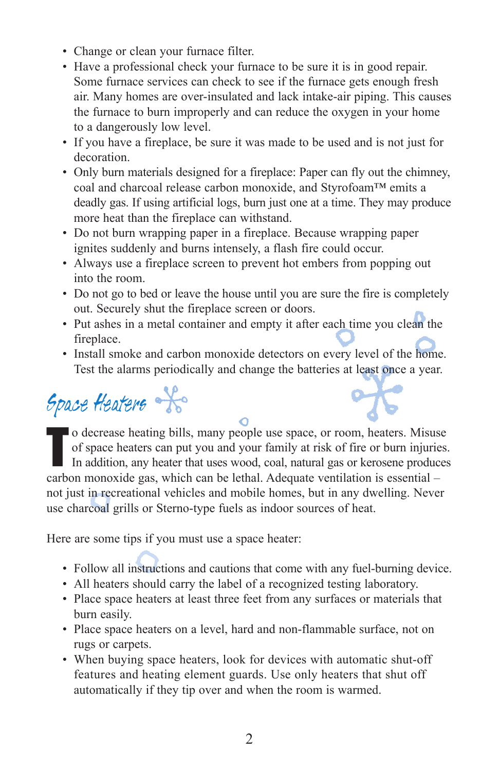- Change or clean your furnace filter.
- Have a professional check your furnace to be sure it is in good repair. Some furnace services can check to see if the furnace gets enough fresh air. Many homes are over-insulated and lack intake-air piping. This causes the furnace to burn improperly and can reduce the oxygen in your home to a dangerously low level.
- If you have a fireplace, be sure it was made to be used and is not just for decoration.
- Only burn materials designed for a fireplace: Paper can fly out the chimney, coal and charcoal release carbon monoxide, and Styrofoam™ emits a deadly gas. If using artificial logs, burn just one at a time. They may produce more heat than the fireplace can withstand.
- Do not burn wrapping paper in a fireplace. Because wrapping paper ignites suddenly and burns intensely, a flash fire could occur.
- Always use a fireplace screen to prevent hot embers from popping out into the room.
- Do not go to bed or leave the house until you are sure the fire is completely out. Securely shut the fireplace screen or doors.
- Put ashes in a metal container and empty it after each time you clean the fireplace.
- Install smoke and carbon monoxide detectors on every level of the home. Test the alarms periodically and change the batteries at least once a year.

## Space Heaters

To decrease heating bills, many people use space, or room, heaters. Misuse of space heaters can put you and your family at risk of fire or burn injuries. In addition, any heater that uses wood, coal, natural gas or kerosene produces carbon monoxide gas, which can be lethal. Adequate ventilation is essential – not just in recreational vehicles and mobile homes, but in any dwelling. Never use charcoal grills or Sterno-type fuels as indoor sources of heat.

Here are some tips if you must use a space heater:

- Follow all instructions and cautions that come with any fuel-burning device.
- All heaters should carry the label of a recognized testing laboratory.
- Place space heaters at least three feet from any surfaces or materials that burn easily.
- Place space heaters on a level, hard and non-flammable surface, not on rugs or carpets.
- When buying space heaters, look for devices with automatic shut-off features and heating element guards. Use only heaters that shut off automatically if they tip over and when the room is warmed.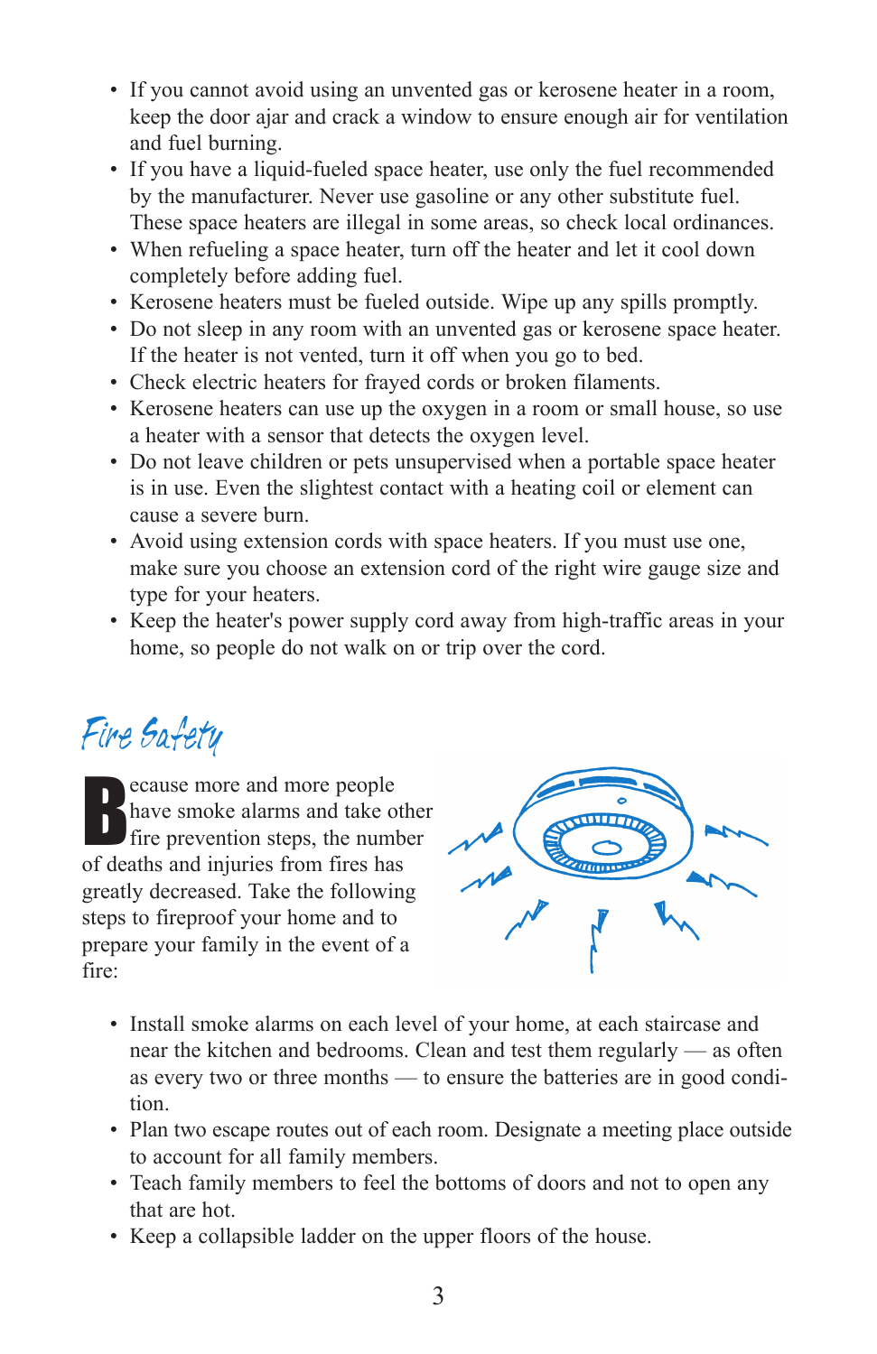- If you cannot avoid using an unvented gas or kerosene heater in a room, keep the door ajar and crack a window to ensure enough air for ventilation and fuel burning.
- If you have a liquid-fueled space heater, use only the fuel recommended by the manufacturer. Never use gasoline or any other substitute fuel. These space heaters are illegal in some areas, so check local ordinances.
- When refueling a space heater, turn off the heater and let it cool down completely before adding fuel.
- Kerosene heaters must be fueled outside. Wipe up any spills promptly.
- Do not sleep in any room with an unvented gas or kerosene space heater. If the heater is not vented, turn it off when you go to bed.
- Check electric heaters for frayed cords or broken filaments.
- Kerosene heaters can use up the oxygen in a room or small house, so use a heater with a sensor that detects the oxygen level.
- Do not leave children or pets unsupervised when a portable space heater is in use. Even the slightest contact with a heating coil or element can cause a severe burn.
- Avoid using extension cords with space heaters. If you must use one, make sure you choose an extension cord of the right wire gauge size and type for your heaters.
- Keep the heater's power supply cord away from high-traffic areas in your home, so people do not walk on or trip over the cord.

## Fire Safety

Because more and more people have smoke alarms and take other fire prevention steps, the number of deaths and injuries from fires has greatly decreased. Take the following steps to fireproof your home and to prepare your family in the event of a fire:

- Install smoke alarms on each level of your home, at each staircase and near the kitchen and bedrooms. Clean and test them regularly — as often as every two or three months — to ensure the batteries are in good condition.
- Plan two escape routes out of each room. Designate a meeting place outside to account for all family members.
- Teach family members to feel the bottoms of doors and not to open any that are hot.
- Keep a collapsible ladder on the upper floors of the house.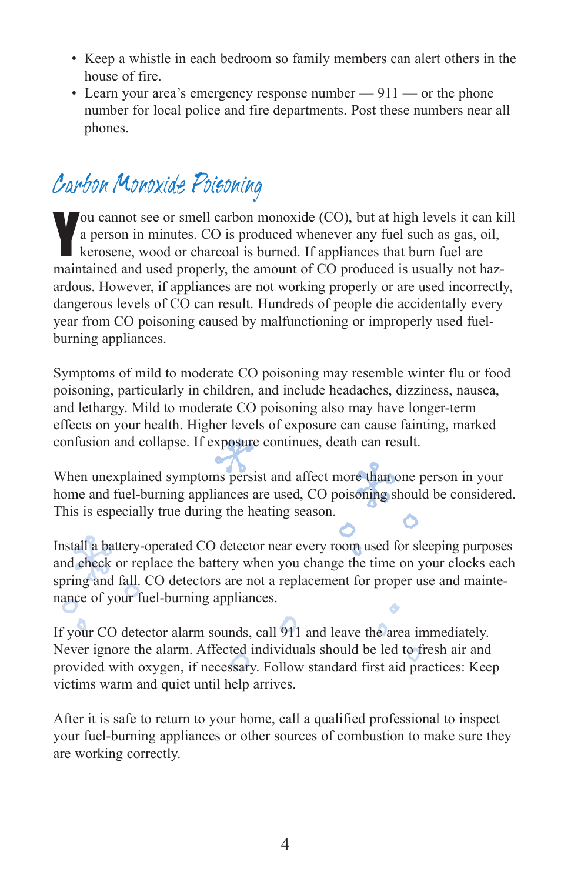- Keep a whistle in each bedroom so family members can alert others in the house of fire.
- Learn your area's emergency response number — 911 — or the phone number for local police and fire departments. Post these numbers near all phones.

## Carbon Monoxide Poisoning

You cannot see or smell carbon monoxide (CO), but at high levels it can kill a person in minutes. CO is produced whenever any fuel such as gas, oil, kerosene, wood or charcoal is burned. If appliances that burn fuel are maintained and used properly, the amount of CO produced is usually not hazardous. However, if appliances are not working properly or are used incorrectly, dangerous levels of CO can result. Hundreds of people die accidentally every year from CO poisoning caused by malfunctioning or improperly used fuel-burning appliances.

Symptoms of mild to moderate CO poisoning may resemble winter flu or food poisoning, particularly in children, and include headaches, dizziness, nausea, and lethargy. Mild to moderate CO poisoning also may have longer-term effects on your health. Higher levels of exposure can cause fainting, marked confusion and collapse. If exposure continues, death can result.

When unexplained symptoms persist and affect more than one person in your home and fuel-burning appliances are used, CO poisoning should be considered. This is especially true during the heating season.

Install a battery-operated CO detector near every room used for sleeping purposes and check or replace the battery when you change the time on your clocks each spring and fall. CO detectors are not a replacement for proper use and maintenance of your fuel-burning appliances.

If your CO detector alarm sounds, call 911 and leave the area immediately. Never ignore the alarm. Affected individuals should be led to fresh air and provided with oxygen, if necessary. Follow standard first aid practices: Keep victims warm and quiet until help arrives.

After it is safe to return to your home, call a qualified professional to inspect your fuel-burning appliances or other sources of combustion to make sure they are working correctly.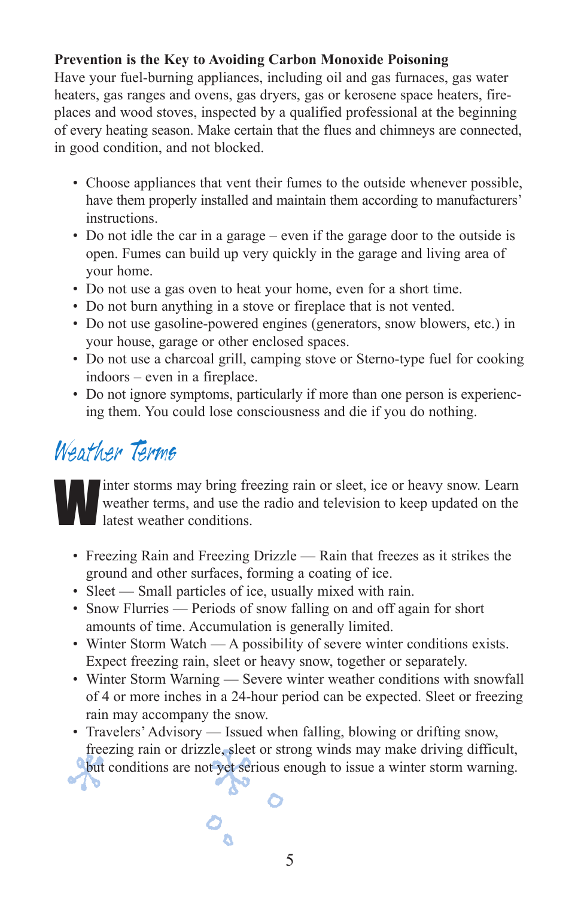**Prevention is the Key to Avoiding Carbon Monoxide Poisoning**

Have your fuel-burning appliances, including oil and gas furnaces, gas water heaters, gas ranges and ovens, gas dryers, gas or kerosene space heaters, fireplaces and wood stoves, inspected by a qualified professional at the beginning of every heating season. Make certain that the flues and chimneys are connected, in good condition, and not blocked.

- Choose appliances that vent their fumes to the outside whenever possible, have them properly installed and maintain them according to manufacturers' instructions.
- Do not idle the car in a garage – even if the garage door to the outside is open. Fumes can build up very quickly in the garage and living area of your home.
- Do not use a gas oven to heat your home, even for a short time.
- Do not burn anything in a stove or fireplace that is not vented.
- Do not use gasoline-powered engines (generators, snow blowers, etc.) in your house, garage or other enclosed spaces.
- Do not use a charcoal grill, camping stove or Sterno-type fuel for cooking indoors – even in a fireplace.
- Do not ignore symptoms, particularly if more than one person is experiencing them. You could lose consciousness and die if you do nothing.

## Weather Terms

Winter storms may bring freezing rain or sleet, ice or heavy snow. Learn weather terms, and use the radio and television to keep updated on the latest weather conditions.

- Freezing Rain and Freezing Drizzle — Rain that freezes as it strikes the ground and other surfaces, forming a coating of ice.
- Sleet — Small particles of ice, usually mixed with rain.
- Snow Flurries — Periods of snow falling on and off again for short amounts of time. Accumulation is generally limited.
- Winter Storm Watch — A possibility of severe winter conditions exists. Expect freezing rain, sleet or heavy snow, together or separately.
- Winter Storm Warning — Severe winter weather conditions with snowfall of 4 or more inches in a 24-hour period can be expected. Sleet or freezing rain may accompany the snow.
- Travelers' Advisory — Issued when falling, blowing or drifting snow, freezing rain or drizzle, sleet or strong winds may make driving difficult, but conditions are not yet serious enough to issue a winter storm warning.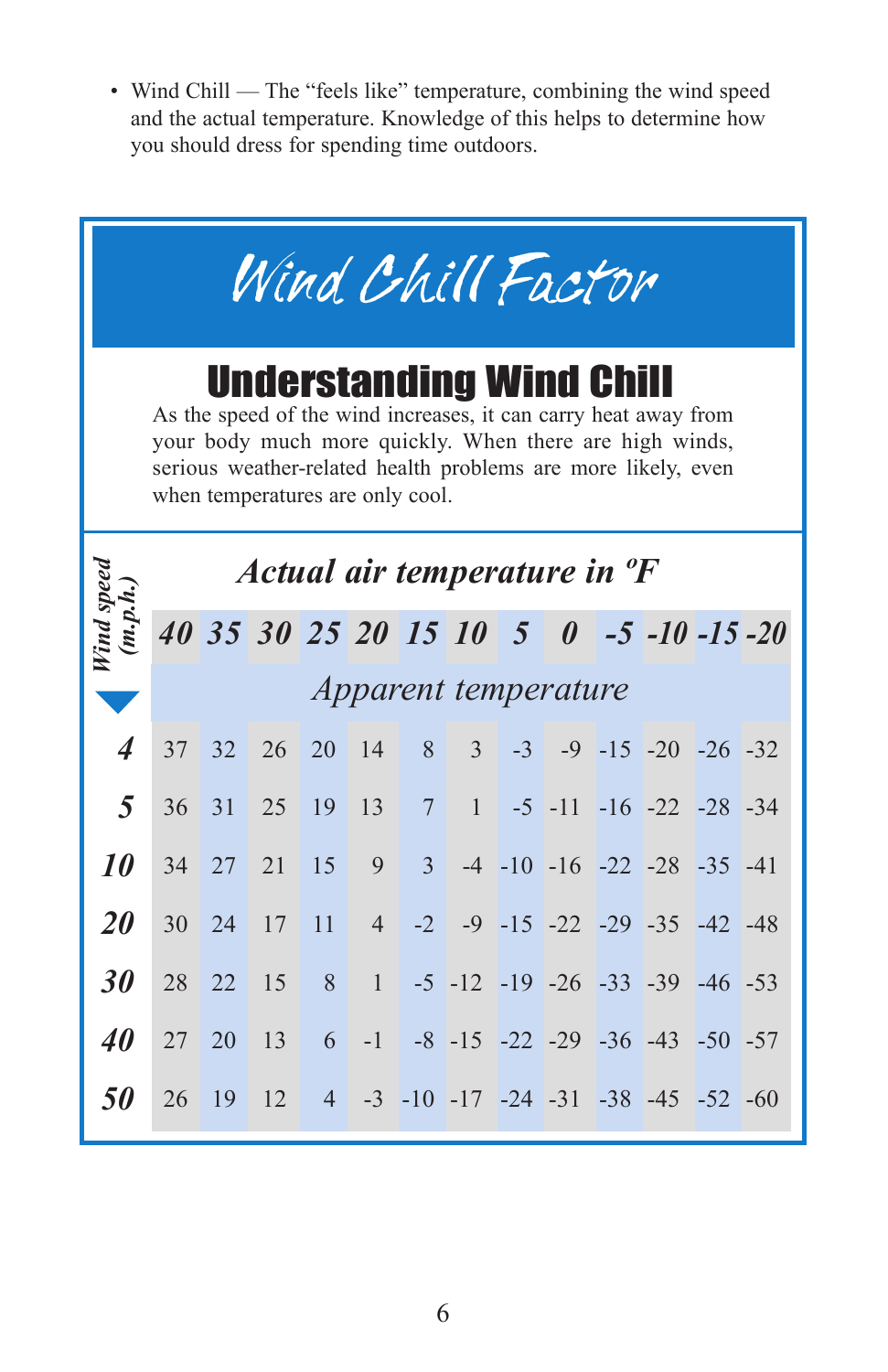- Wind Chill — The "feels like" temperature, combining the wind speed and the actual temperature. Knowledge of this helps to determine how you should dress for spending time outdoors.

# Wind Chill Factor

## Understanding Wind Chill

As the speed of the wind increases, it can carry heat away from your body much more quickly. When there are high winds, serious weather-related health problems are more likely, even when temperatures are only cool.

| Wind speed (m.p.h.) | Actual air temperature in ºF | | | | | | | | | | | | |
|---|---|---|---|---|---|---|---|---|---|---|---|---|---|
| | 40 | 35 | 30 | 25 | 20 | 15 | 10 | 5 | 0 | -5 | -10 | -15 | -20 |
| | Apparent temperature | | | | | | | | | | | | |
| 4 | 37 | 32 | 26 | 20 | 14 | 8 | 3 | -3 | -9 | -15 | -20 | -26 | -32 |
| 5 | 36 | 31 | 25 | 19 | 13 | 7 | 1 | -5 | -11 | -16 | -22 | -28 | -34 |
| 10 | 34 | 27 | 21 | 15 | 9 | 3 | -4 | -10 | -16 | -22 | -28 | -35 | -41 |
| 20 | 30 | 24 | 17 | 11 | 4 | -2 | -9 | -15 | -22 | -29 | -35 | -42 | -48 |
| 30 | 28 | 22 | 15 | 8 | 1 | -5 | -12 | -19 | -26 | -33 | -39 | -46 | -53 |
| 40 | 27 | 20 | 13 | 6 | -1 | -8 | -15 | -22 | -29 | -36 | -43 | -50 | -57 |
| 50 | 26 | 19 | 12 | 4 | -3 | -10 | -17 | -24 | -31 | -38 | -45 | -52 | -60 |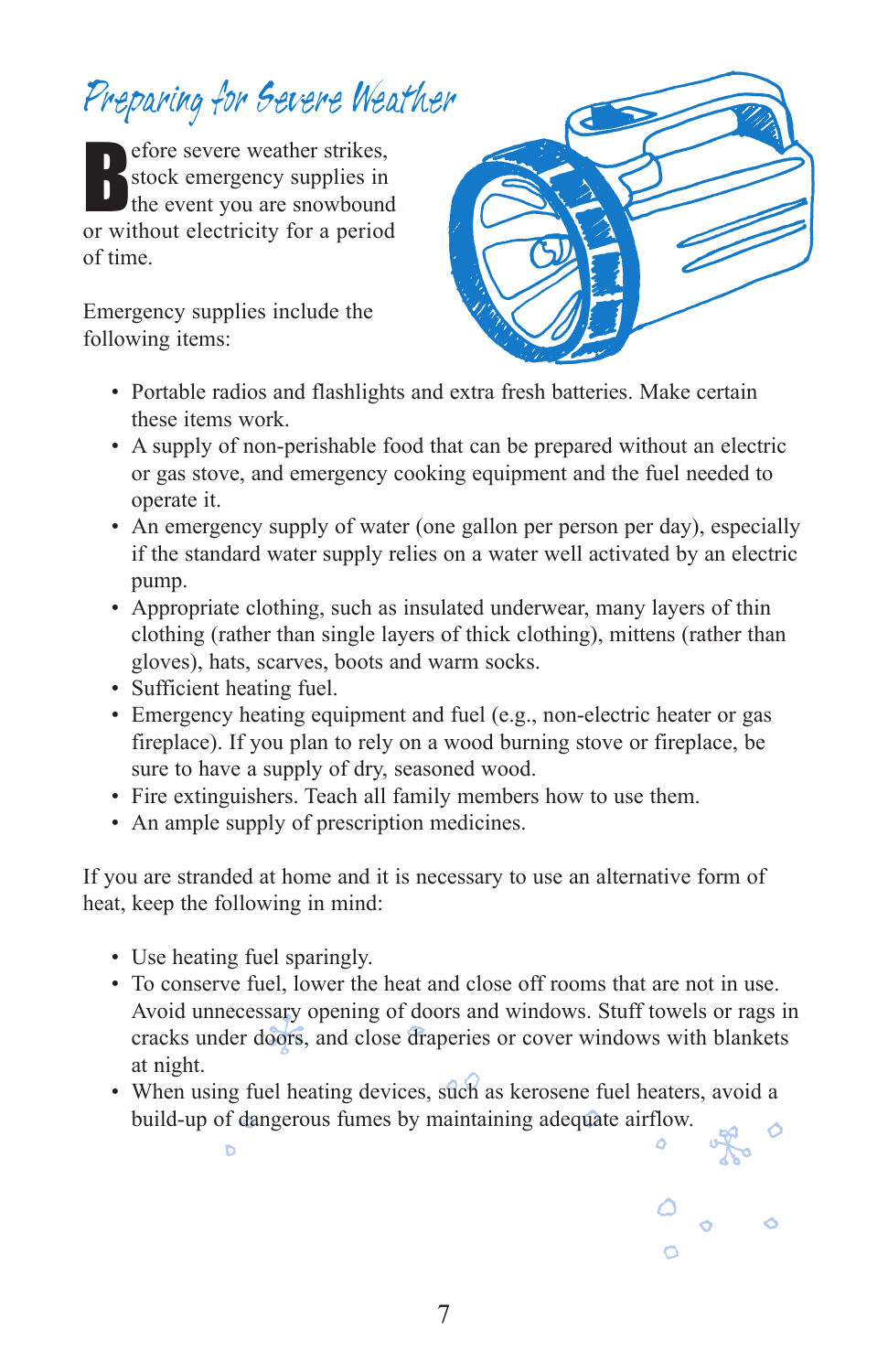## Preparing for Severe Weather

Before severe weather strikes, stock emergency supplies in the event you are snowbound or without electricity for a period of time.

Emergency supplies include the following items:

- Portable radios and flashlights and extra fresh batteries. Make certain these items work.
- A supply of non-perishable food that can be prepared without an electric or gas stove, and emergency cooking equipment and the fuel needed to operate it.
- An emergency supply of water (one gallon per person per day), especially if the standard water supply relies on a water well activated by an electric pump.
- Appropriate clothing, such as insulated underwear, many layers of thin clothing (rather than single layers of thick clothing), mittens (rather than gloves), hats, scarves, boots and warm socks.
- Sufficient heating fuel.
- Emergency heating equipment and fuel (e.g., non-electric heater or gas fireplace). If you plan to rely on a wood burning stove or fireplace, be sure to have a supply of dry, seasoned wood.
- Fire extinguishers. Teach all family members how to use them.
- An ample supply of prescription medicines.

If you are stranded at home and it is necessary to use an alternative form of heat, keep the following in mind:

- Use heating fuel sparingly.
- To conserve fuel, lower the heat and close off rooms that are not in use. Avoid unnecessary opening of doors and windows. Stuff towels or rags in cracks under doors, and close draperies or cover windows with blankets at night.
- When using fuel heating devices, such as kerosene fuel heaters, avoid a build-up of dangerous fumes by maintaining adequate airflow.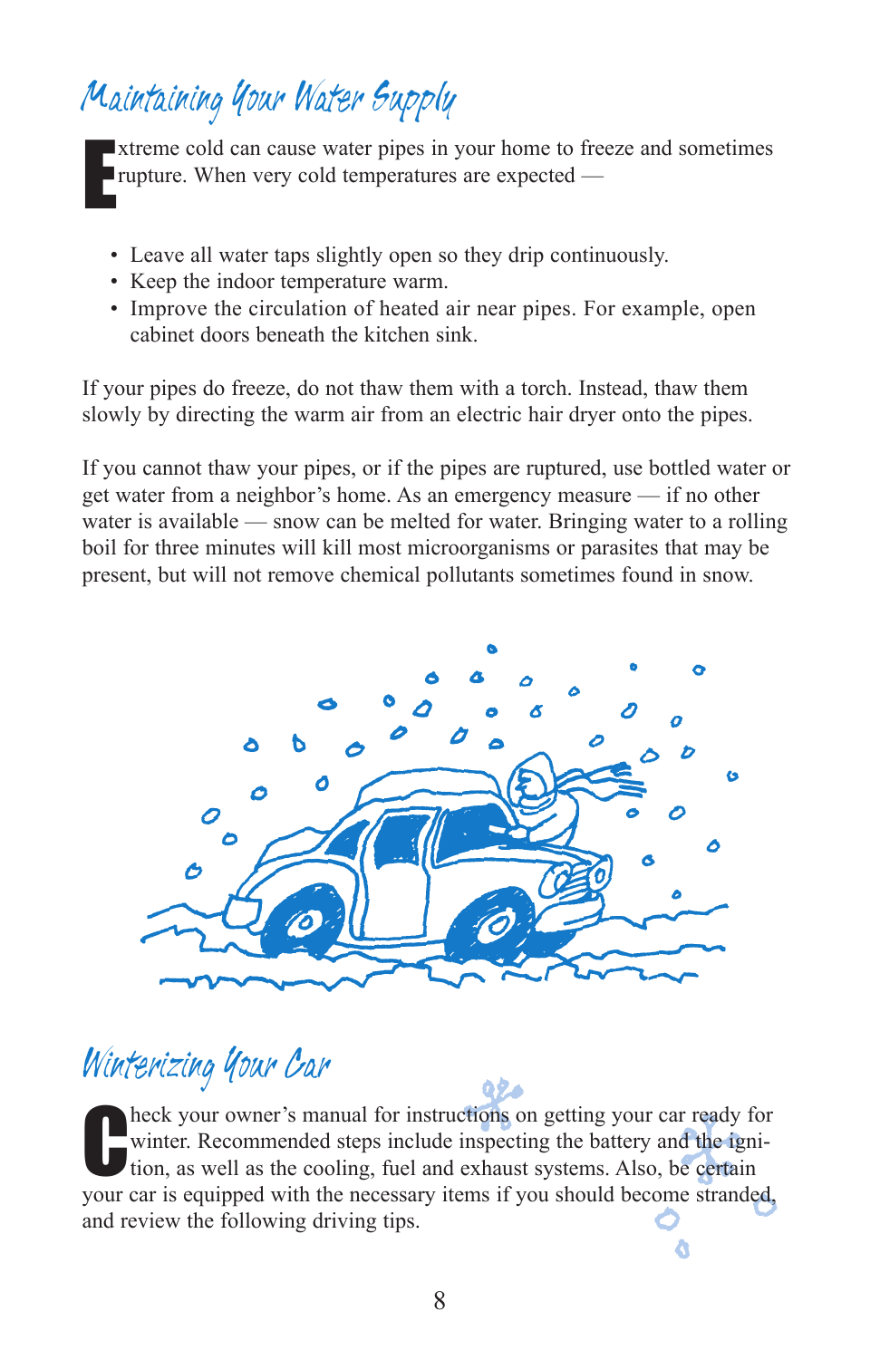## Maintaining Your Water Supply

Extreme cold can cause water pipes in your home to freeze and sometimes rupture. When very cold temperatures are expected —

- Leave all water taps slightly open so they drip continuously.
- Keep the indoor temperature warm.
- Improve the circulation of heated air near pipes. For example, open cabinet doors beneath the kitchen sink.

If your pipes do freeze, do not thaw them with a torch. Instead, thaw them slowly by directing the warm air from an electric hair dryer onto the pipes.

If you cannot thaw your pipes, or if the pipes are ruptured, use bottled water or get water from a neighbor's home. As an emergency measure — if no other water is available — snow can be melted for water. Bringing water to a rolling boil for three minutes will kill most microorganisms or parasites that may be present, but will not remove chemical pollutants sometimes found in snow.

## Winterizing Your Car

Check your owner's manual for instructions on getting your car ready for winter. Recommended steps include inspecting the battery and the ignition, as well as the cooling, fuel and exhaust systems. Also, be certain your car is equipped with the necessary items if you should become stranded, and review the following driving tips.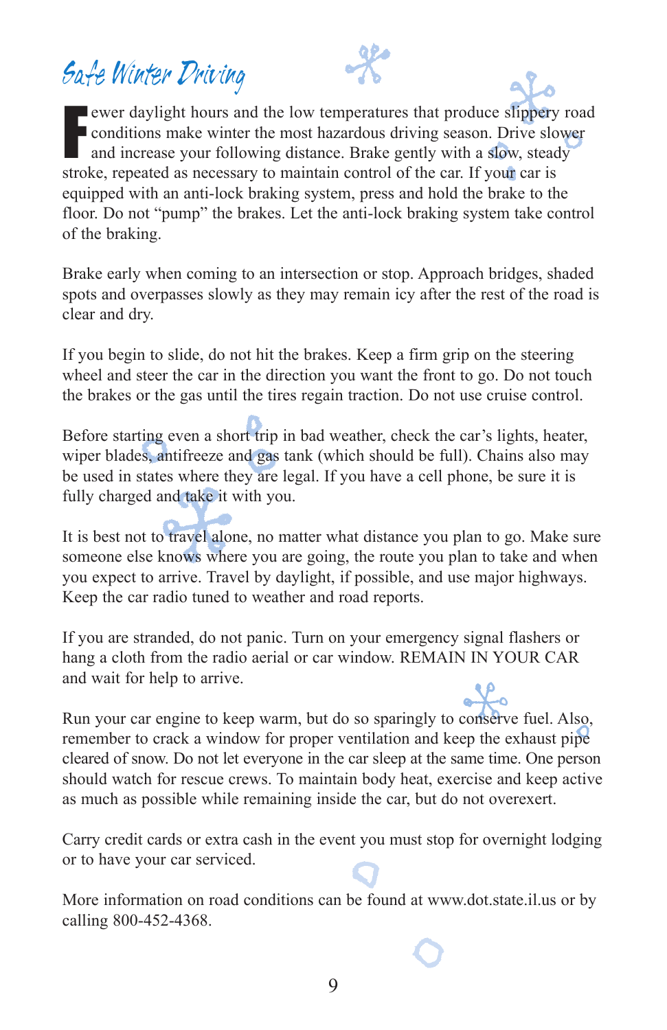# Safe Winter Driving

Fewer daylight hours and the low temperatures that produce slippery road conditions make winter the most hazardous driving season. Drive slower and increase your following distance. Brake gently with a slow, steady stroke, repeated as necessary to maintain control of the car. If your car is equipped with an anti-lock braking system, press and hold the brake to the floor. Do not "pump" the brakes. Let the anti-lock braking system take control of the braking.

Brake early when coming to an intersection or stop. Approach bridges, shaded spots and overpasses slowly as they may remain icy after the rest of the road is clear and dry.

If you begin to slide, do not hit the brakes. Keep a firm grip on the steering wheel and steer the car in the direction you want the front to go. Do not touch the brakes or the gas until the tires regain traction. Do not use cruise control.

Before starting even a short trip in bad weather, check the car's lights, heater, wiper blades, antifreeze and gas tank (which should be full). Chains also may be used in states where they are legal. If you have a cell phone, be sure it is fully charged and take it with you.

It is best not to travel alone, no matter what distance you plan to go. Make sure someone else knows where you are going, the route you plan to take and when you expect to arrive. Travel by daylight, if possible, and use major highways. Keep the car radio tuned to weather and road reports.

If you are stranded, do not panic. Turn on your emergency signal flashers or hang a cloth from the radio aerial or car window. REMAIN IN YOUR CAR and wait for help to arrive.

Run your car engine to keep warm, but do so sparingly to conserve fuel. Also, remember to crack a window for proper ventilation and keep the exhaust pipe cleared of snow. Do not let everyone in the car sleep at the same time. One person should watch for rescue crews. To maintain body heat, exercise and keep active as much as possible while remaining inside the car, but do not overexert.

Carry credit cards or extra cash in the event you must stop for overnight lodging or to have your car serviced.

More information on road conditions can be found at www.dot.state.il.us or by calling 800-452-4368.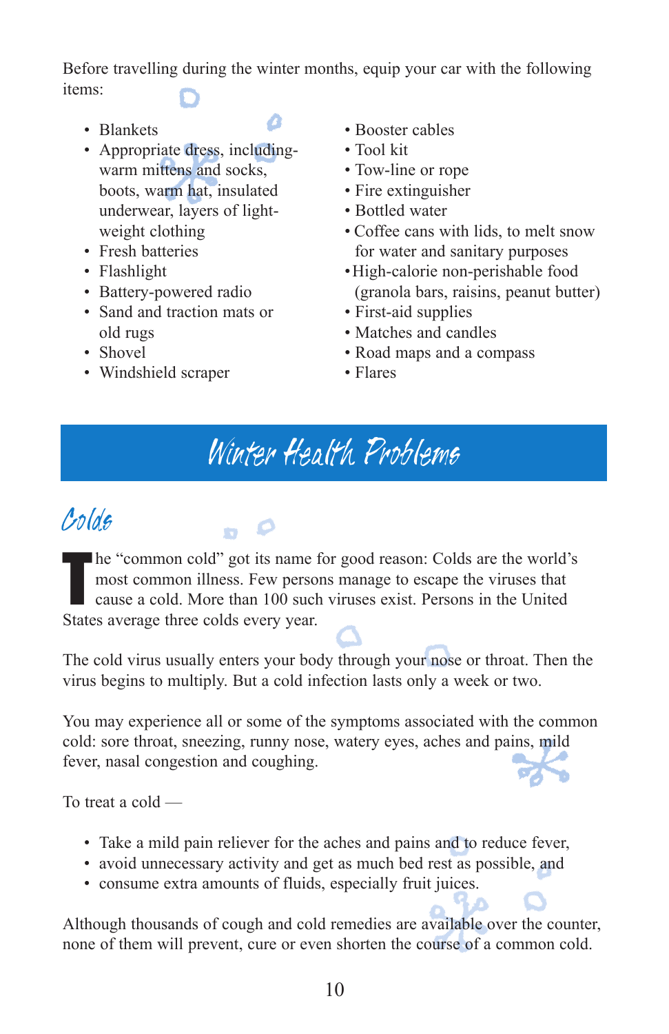Before travelling during the winter months, equip your car with the following items:

- Blankets
- Appropriate dress, including-warm mittens and socks, boots, warm hat, insulated underwear, layers of light-weight clothing
- Fresh batteries
- Flashlight
- Battery-powered radio
- Sand and traction mats or old rugs
- Shovel
- Windshield scraper
- Booster cables
- Tool kit
- Tow-line or rope
- Fire extinguisher
- Bottled water
- Coffee cans with lids, to melt snow for water and sanitary purposes
- High-calorie non-perishable food (granola bars, raisins, peanut butter)
- First-aid supplies
- Matches and candles
- Road maps and a compass
- Flares

# Winter Health Problems

## Colds

The "common cold" got its name for good reason: Colds are the world's most common illness. Few persons manage to escape the viruses that cause a cold. More than 100 such viruses exist. Persons in the United States average three colds every year.

The cold virus usually enters your body through your nose or throat. Then the virus begins to multiply. But a cold infection lasts only a week or two.

You may experience all or some of the symptoms associated with the common cold: sore throat, sneezing, runny nose, watery eyes, aches and pains, mild fever, nasal congestion and coughing.

To treat a cold —

- Take a mild pain reliever for the aches and pains and to reduce fever,
- avoid unnecessary activity and get as much bed rest as possible, and
- consume extra amounts of fluids, especially fruit juices.

Although thousands of cough and cold remedies are available over the counter, none of them will prevent, cure or even shorten the course of a common cold.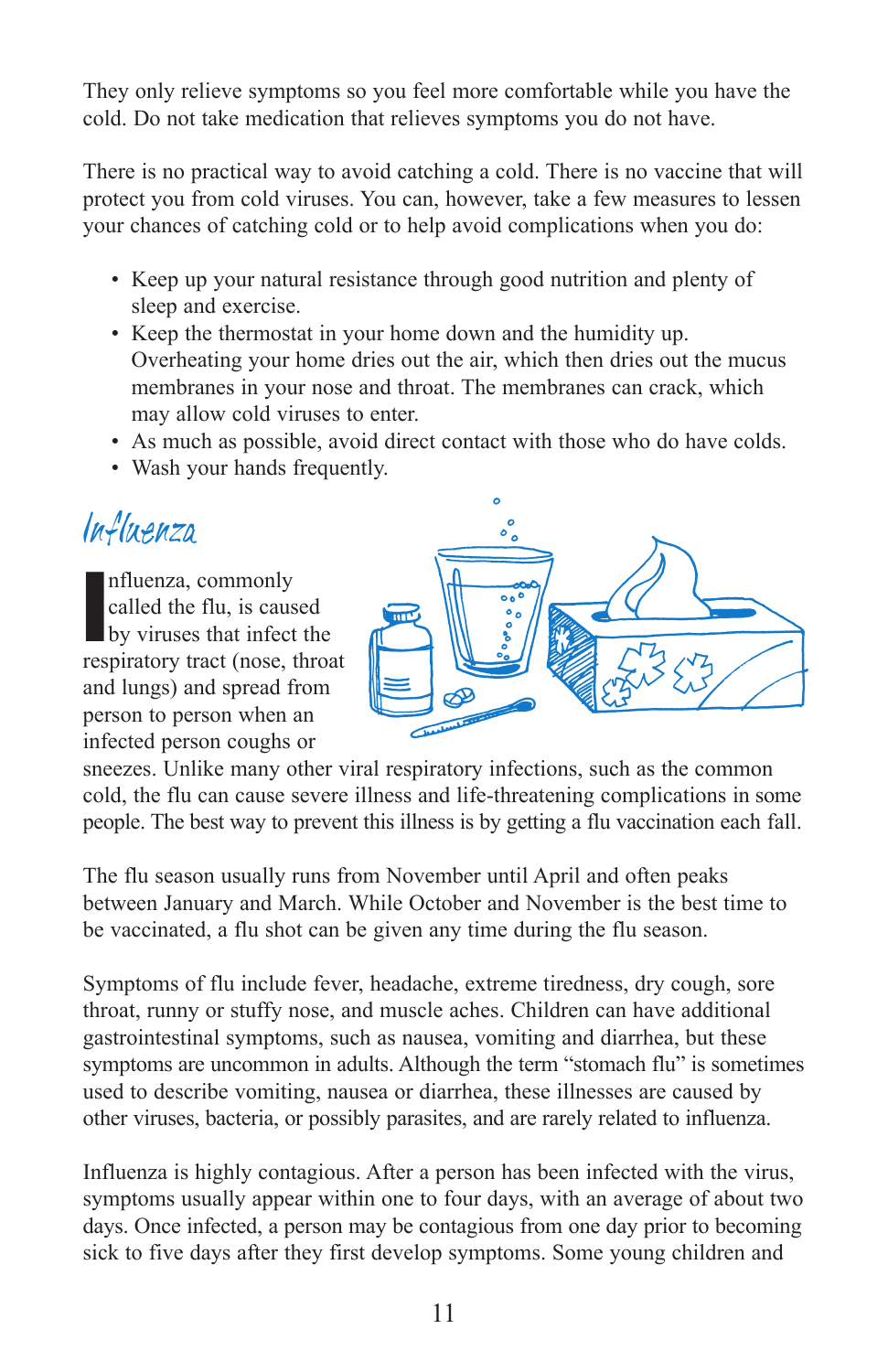They only relieve symptoms so you feel more comfortable while you have the cold. Do not take medication that relieves symptoms you do not have.

There is no practical way to avoid catching a cold. There is no vaccine that will protect you from cold viruses. You can, however, take a few measures to lessen your chances of catching cold or to help avoid complications when you do:

- Keep up your natural resistance through good nutrition and plenty of sleep and exercise.
- Keep the thermostat in your home down and the humidity up. Overheating your home dries out the air, which then dries out the mucus membranes in your nose and throat. The membranes can crack, which may allow cold viruses to enter.
- As much as possible, avoid direct contact with those who do have colds.
- Wash your hands frequently.

## Influenza

Influenza, commonly called the flu, is caused by viruses that infect the respiratory tract (nose, throat and lungs) and spread from person to person when an infected person coughs or sneezes. Unlike many other viral respiratory infections, such as the common cold, the flu can cause severe illness and life-threatening complications in some people. The best way to prevent this illness is by getting a flu vaccination each fall.

The flu season usually runs from November until April and often peaks between January and March. While October and November is the best time to be vaccinated, a flu shot can be given any time during the flu season.

Symptoms of flu include fever, headache, extreme tiredness, dry cough, sore throat, runny or stuffy nose, and muscle aches. Children can have additional gastrointestinal symptoms, such as nausea, vomiting and diarrhea, but these symptoms are uncommon in adults. Although the term "stomach flu" is sometimes used to describe vomiting, nausea or diarrhea, these illnesses are caused by other viruses, bacteria, or possibly parasites, and are rarely related to influenza.

Influenza is highly contagious. After a person has been infected with the virus, symptoms usually appear within one to four days, with an average of about two days. Once infected, a person may be contagious from one day prior to becoming sick to five days after they first develop symptoms. Some young children and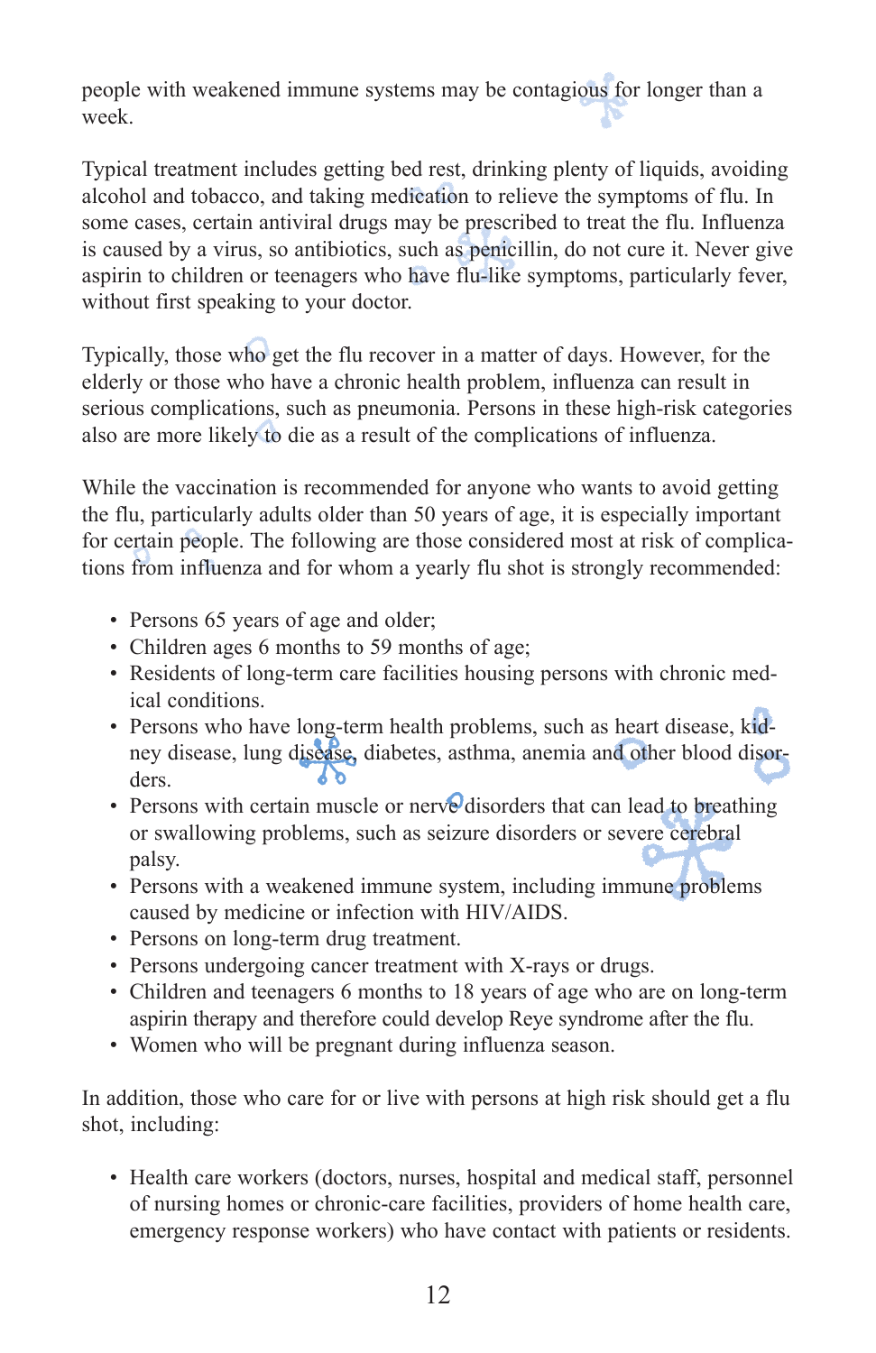people with weakened immune systems may be contagious for longer than a week.

Typical treatment includes getting bed rest, drinking plenty of liquids, avoiding alcohol and tobacco, and taking medication to relieve the symptoms of flu. In some cases, certain antiviral drugs may be prescribed to treat the flu. Influenza is caused by a virus, so antibiotics, such as penicillin, do not cure it. Never give aspirin to children or teenagers who have flu-like symptoms, particularly fever, without first speaking to your doctor.

Typically, those who get the flu recover in a matter of days. However, for the elderly or those who have a chronic health problem, influenza can result in serious complications, such as pneumonia. Persons in these high-risk categories also are more likely to die as a result of the complications of influenza.

While the vaccination is recommended for anyone who wants to avoid getting the flu, particularly adults older than 50 years of age, it is especially important for certain people. The following are those considered most at risk of complications from influenza and for whom a yearly flu shot is strongly recommended:

- Persons 65 years of age and older;
- Children ages 6 months to 59 months of age;
- Residents of long-term care facilities housing persons with chronic medical conditions.
- Persons who have long-term health problems, such as heart disease, kidney disease, lung disease, diabetes, asthma, anemia and other blood disorders.
- Persons with certain muscle or nerve disorders that can lead to breathing or swallowing problems, such as seizure disorders or severe cerebral palsy.
- Persons with a weakened immune system, including immune problems caused by medicine or infection with HIV/AIDS.
- Persons on long-term drug treatment.
- Persons undergoing cancer treatment with X-rays or drugs.
- Children and teenagers 6 months to 18 years of age who are on long-term aspirin therapy and therefore could develop Reye syndrome after the flu.
- Women who will be pregnant during influenza season.

In addition, those who care for or live with persons at high risk should get a flu shot, including:

- Health care workers (doctors, nurses, hospital and medical staff, personnel of nursing homes or chronic-care facilities, providers of home health care, emergency response workers) who have contact with patients or residents.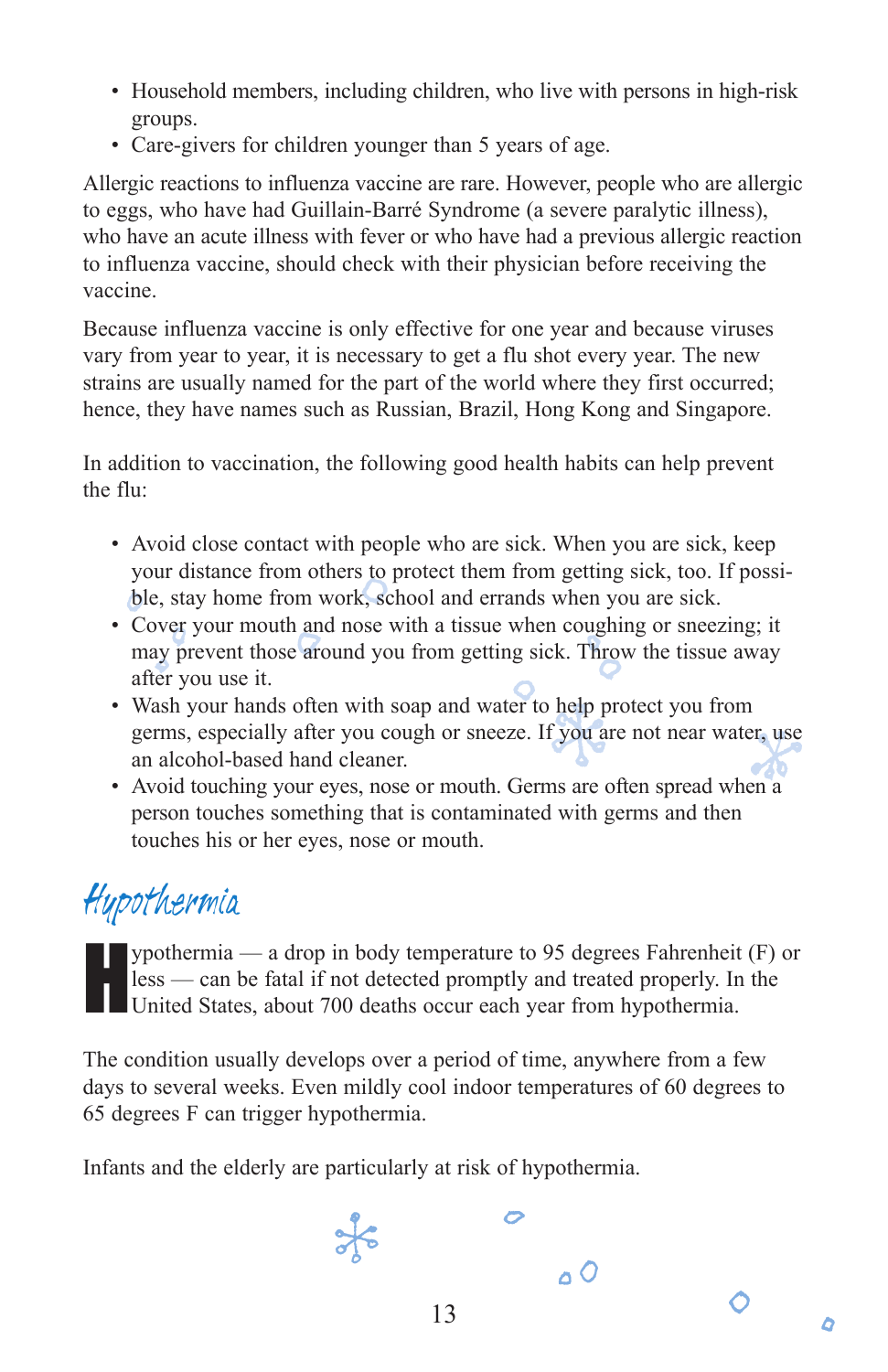- Household members, including children, who live with persons in high-risk groups.
- Care-givers for children younger than 5 years of age.

Allergic reactions to influenza vaccine are rare. However, people who are allergic to eggs, who have had Guillain-Barré Syndrome (a severe paralytic illness), who have an acute illness with fever or who have had a previous allergic reaction to influenza vaccine, should check with their physician before receiving the vaccine.

Because influenza vaccine is only effective for one year and because viruses vary from year to year, it is necessary to get a flu shot every year. The new strains are usually named for the part of the world where they first occurred; hence, they have names such as Russian, Brazil, Hong Kong and Singapore.

In addition to vaccination, the following good health habits can help prevent the flu:

- Avoid close contact with people who are sick. When you are sick, keep your distance from others to protect them from getting sick, too. If possible, stay home from work, school and errands when you are sick.
- Cover your mouth and nose with a tissue when coughing or sneezing; it may prevent those around you from getting sick. Throw the tissue away after you use it.
- Wash your hands often with soap and water to help protect you from germs, especially after you cough or sneeze. If you are not near water, use an alcohol-based hand cleaner.
- Avoid touching your eyes, nose or mouth. Germs are often spread when a person touches something that is contaminated with germs and then touches his or her eyes, nose or mouth.

## Hypothermia

Hypothermia — a drop in body temperature to 95 degrees Fahrenheit (F) or less — can be fatal if not detected promptly and treated properly. In the United States, about 700 deaths occur each year from hypothermia.

The condition usually develops over a period of time, anywhere from a few days to several weeks. Even mildly cool indoor temperatures of 60 degrees to 65 degrees F can trigger hypothermia.

Infants and the elderly are particularly at risk of hypothermia.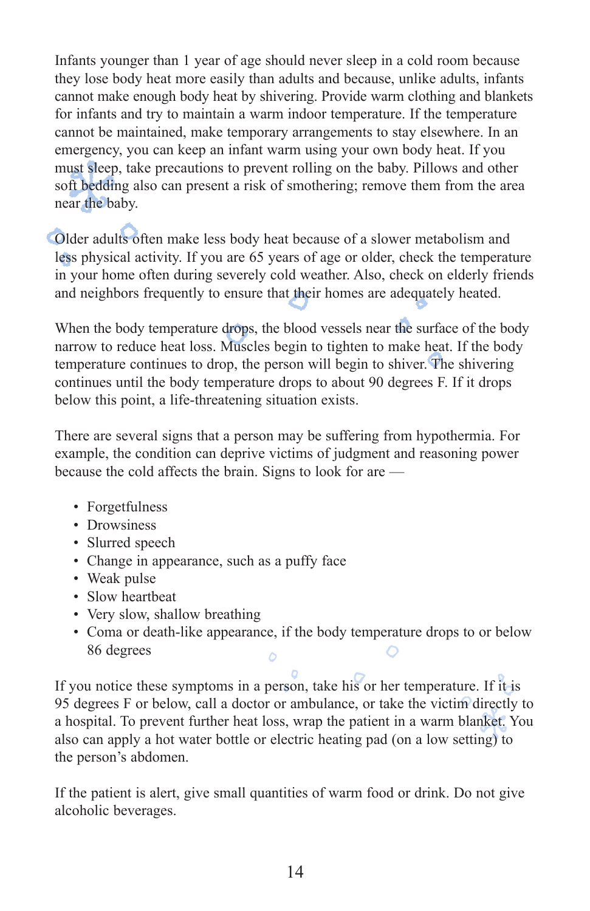Infants younger than 1 year of age should never sleep in a cold room because they lose body heat more easily than adults and because, unlike adults, infants cannot make enough body heat by shivering. Provide warm clothing and blankets for infants and try to maintain a warm indoor temperature. If the temperature cannot be maintained, make temporary arrangements to stay elsewhere. In an emergency, you can keep an infant warm using your own body heat. If you must sleep, take precautions to prevent rolling on the baby. Pillows and other soft bedding also can present a risk of smothering; remove them from the area near the baby.

Older adults often make less body heat because of a slower metabolism and less physical activity. If you are 65 years of age or older, check the temperature in your home often during severely cold weather. Also, check on elderly friends and neighbors frequently to ensure that their homes are adequately heated.

When the body temperature drops, the blood vessels near the surface of the body narrow to reduce heat loss. Muscles begin to tighten to make heat. If the body temperature continues to drop, the person will begin to shiver. The shivering continues until the body temperature drops to about 90 degrees F. If it drops below this point, a life-threatening situation exists.

There are several signs that a person may be suffering from hypothermia. For example, the condition can deprive victims of judgment and reasoning power because the cold affects the brain. Signs to look for are —

- Forgetfulness
- Drowsiness
- Slurred speech
- Change in appearance, such as a puffy face
- Weak pulse
- Slow heartbeat
- Very slow, shallow breathing
- Coma or death-like appearance, if the body temperature drops to or below 86 degrees

If you notice these symptoms in a person, take his or her temperature. If it is 95 degrees F or below, call a doctor or ambulance, or take the victim directly to a hospital. To prevent further heat loss, wrap the patient in a warm blanket. You also can apply a hot water bottle or electric heating pad (on a low setting) to the person's abdomen.

If the patient is alert, give small quantities of warm food or drink. Do not give alcoholic beverages.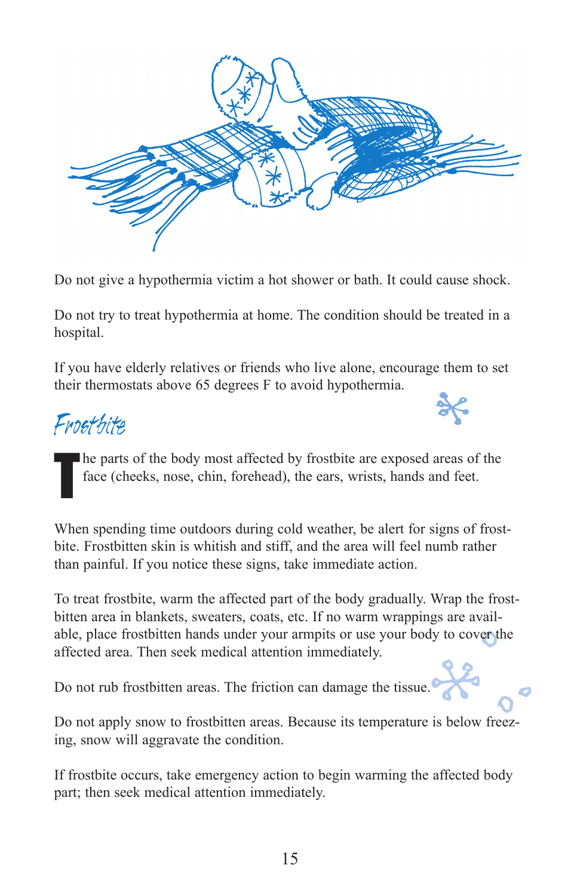Do not give a hypothermia victim a hot shower or bath. It could cause shock.

Do not try to treat hypothermia at home. The condition should be treated in a hospital.

If you have elderly relatives or friends who live alone, encourage them to set their thermostats above 65 degrees F to avoid hypothermia.

## Frostbite

The parts of the body most affected by frostbite are exposed areas of the face (cheeks, nose, chin, forehead), the ears, wrists, hands and feet.

When spending time outdoors during cold weather, be alert for signs of frostbite. Frostbitten skin is whitish and stiff, and the area will feel numb rather than painful. If you notice these signs, take immediate action.

To treat frostbite, warm the affected part of the body gradually. Wrap the frostbitten area in blankets, sweaters, coats, etc. If no warm wrappings are available, place frostbitten hands under your armpits or use your body to cover the affected area. Then seek medical attention immediately.

Do not rub frostbitten areas. The friction can damage the tissue.

Do not apply snow to frostbitten areas. Because its temperature is below freezing, snow will aggravate the condition.

If frostbite occurs, take emergency action to begin warming the affected body part; then seek medical attention immediately.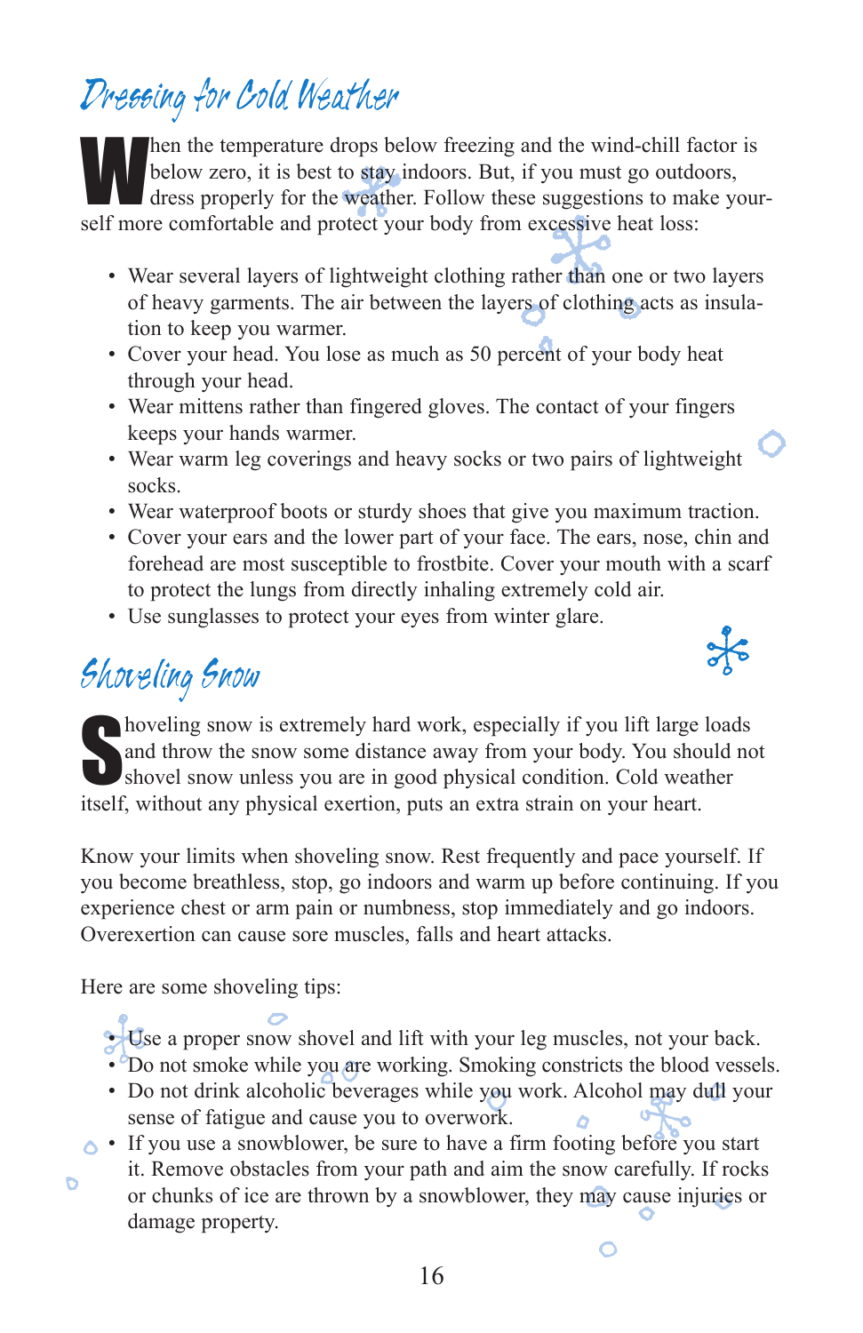## Dressing for Cold Weather

When the temperature drops below freezing and the wind-chill factor is below zero, it is best to stay indoors. But, if you must go outdoors, dress properly for the weather. Follow these suggestions to make yourself more comfortable and protect your body from excessive heat loss:

- Wear several layers of lightweight clothing rather than one or two layers of heavy garments. The air between the layers of clothing acts as insulation to keep you warmer.
- Cover your head. You lose as much as 50 percent of your body heat through your head.
- Wear mittens rather than fingered gloves. The contact of your fingers keeps your hands warmer.
- Wear warm leg coverings and heavy socks or two pairs of lightweight socks.
- Wear waterproof boots or sturdy shoes that give you maximum traction.
- Cover your ears and the lower part of your face. The ears, nose, chin and forehead are most susceptible to frostbite. Cover your mouth with a scarf to protect the lungs from directly inhaling extremely cold air.
- Use sunglasses to protect your eyes from winter glare.

## Shoveling Snow

Shoveling snow is extremely hard work, especially if you lift large loads and throw the snow some distance away from your body. You should not shovel snow unless you are in good physical condition. Cold weather itself, without any physical exertion, puts an extra strain on your heart.

Know your limits when shoveling snow. Rest frequently and pace yourself. If you become breathless, stop, go indoors and warm up before continuing. If you experience chest or arm pain or numbness, stop immediately and go indoors. Overexertion can cause sore muscles, falls and heart attacks.

Here are some shoveling tips:

- Use a proper snow shovel and lift with your leg muscles, not your back.
- Do not smoke while you are working. Smoking constricts the blood vessels.
- Do not drink alcoholic beverages while you work. Alcohol may dull your sense of fatigue and cause you to overwork.
- If you use a snowblower, be sure to have a firm footing before you start it. Remove obstacles from your path and aim the snow carefully. If rocks or chunks of ice are thrown by a snowblower, they may cause injuries or damage property.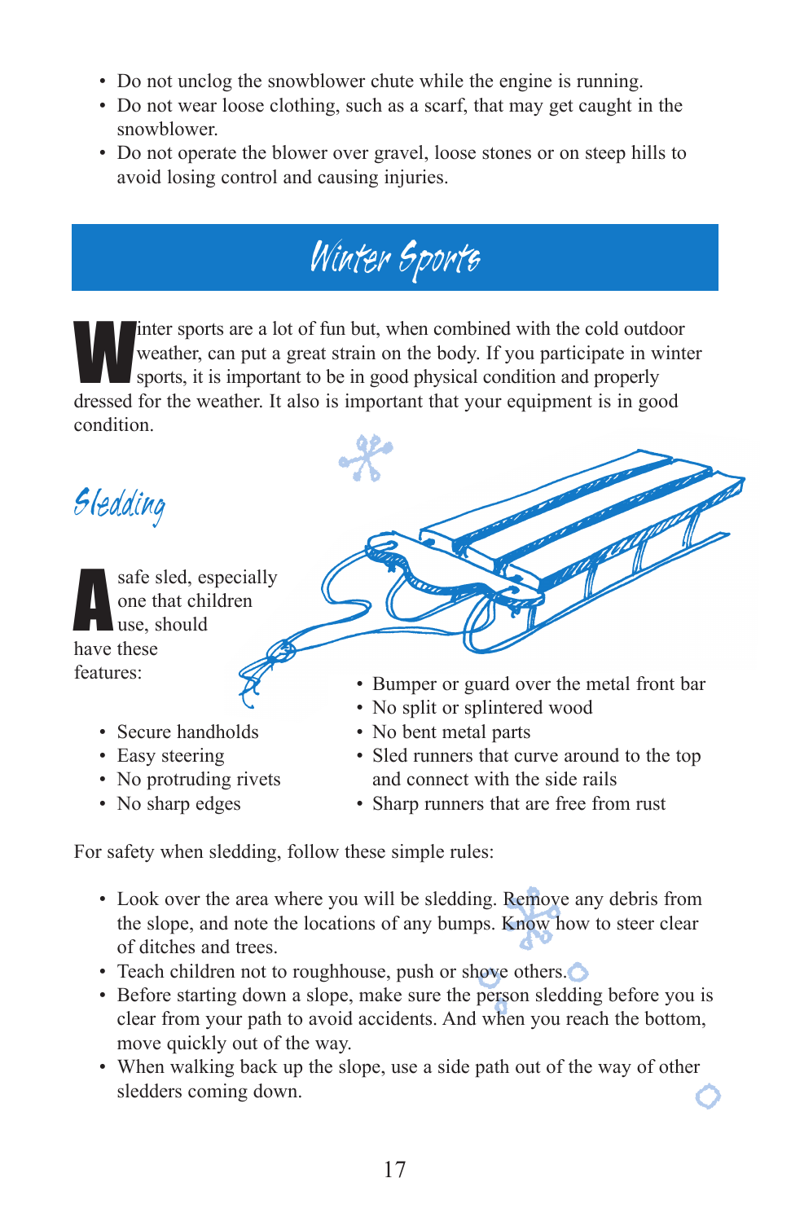- Do not unclog the snowblower chute while the engine is running.
- Do not wear loose clothing, such as a scarf, that may get caught in the snowblower.
- Do not operate the blower over gravel, loose stones or on steep hills to avoid losing control and causing injuries.

# Winter Sports

Winter sports are a lot of fun but, when combined with the cold outdoor weather, can put a great strain on the body. If you participate in winter sports, it is important to be in good physical condition and properly dressed for the weather. It also is important that your equipment is in good condition.

## Sledding

A safe sled, especially one that children use, should have these features:

- Secure handholds
- Easy steering
- No protruding rivets
- No sharp edges
- Bumper or guard over the metal front bar
- No split or splintered wood
- No bent metal parts
- Sled runners that curve around to the top and connect with the side rails
- Sharp runners that are free from rust

For safety when sledding, follow these simple rules:

- Look over the area where you will be sledding. Remove any debris from the slope, and note the locations of any bumps. Know how to steer clear of ditches and trees.
- Teach children not to roughhouse, push or shove others.
- Before starting down a slope, make sure the person sledding before you is clear from your path to avoid accidents. And when you reach the bottom, move quickly out of the way.
- When walking back up the slope, use a side path out of the way of other sledders coming down.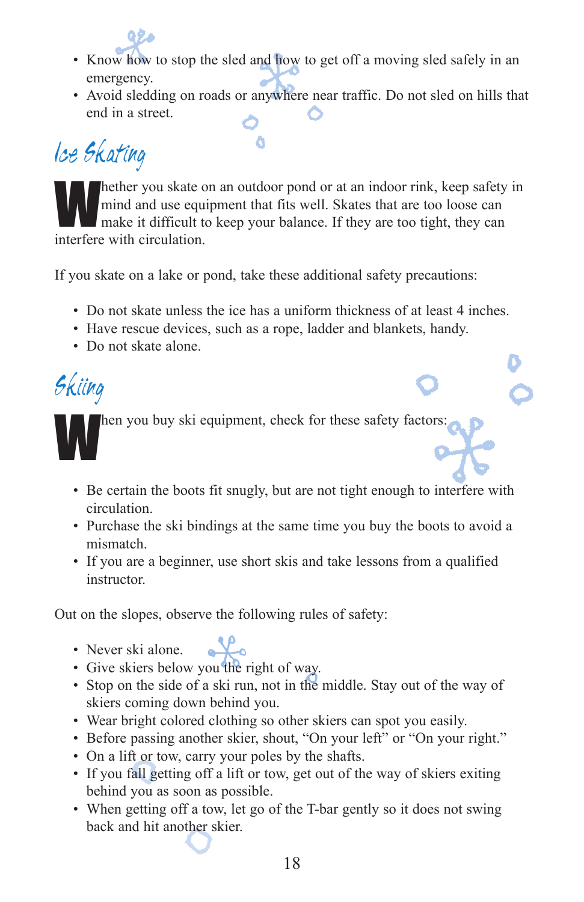- Know how to stop the sled and how to get off a moving sled safely in an emergency.
- Avoid sledding on roads or anywhere near traffic. Do not sled on hills that end in a street.

## Ice Skating

Whether you skate on an outdoor pond or at an indoor rink, keep safety in mind and use equipment that fits well. Skates that are too loose can make it difficult to keep your balance. If they are too tight, they can interfere with circulation.

If you skate on a lake or pond, take these additional safety precautions:

- Do not skate unless the ice has a uniform thickness of at least 4 inches.
- Have rescue devices, such as a rope, ladder and blankets, handy.
- Do not skate alone.

## Skiing

When you buy ski equipment, check for these safety factors:

- Be certain the boots fit snugly, but are not tight enough to interfere with circulation.
- Purchase the ski bindings at the same time you buy the boots to avoid a mismatch.
- If you are a beginner, use short skis and take lessons from a qualified instructor.

Out on the slopes, observe the following rules of safety:

- Never ski alone.
- Give skiers below you the right of way.
- Stop on the side of a ski run, not in the middle. Stay out of the way of skiers coming down behind you.
- Wear bright colored clothing so other skiers can spot you easily.
- Before passing another skier, shout, "On your left" or "On your right."
- On a lift or tow, carry your poles by the shafts.
- If you fall getting off a lift or tow, get out of the way of skiers exiting behind you as soon as possible.
- When getting off a tow, let go of the T-bar gently so it does not swing back and hit another skier.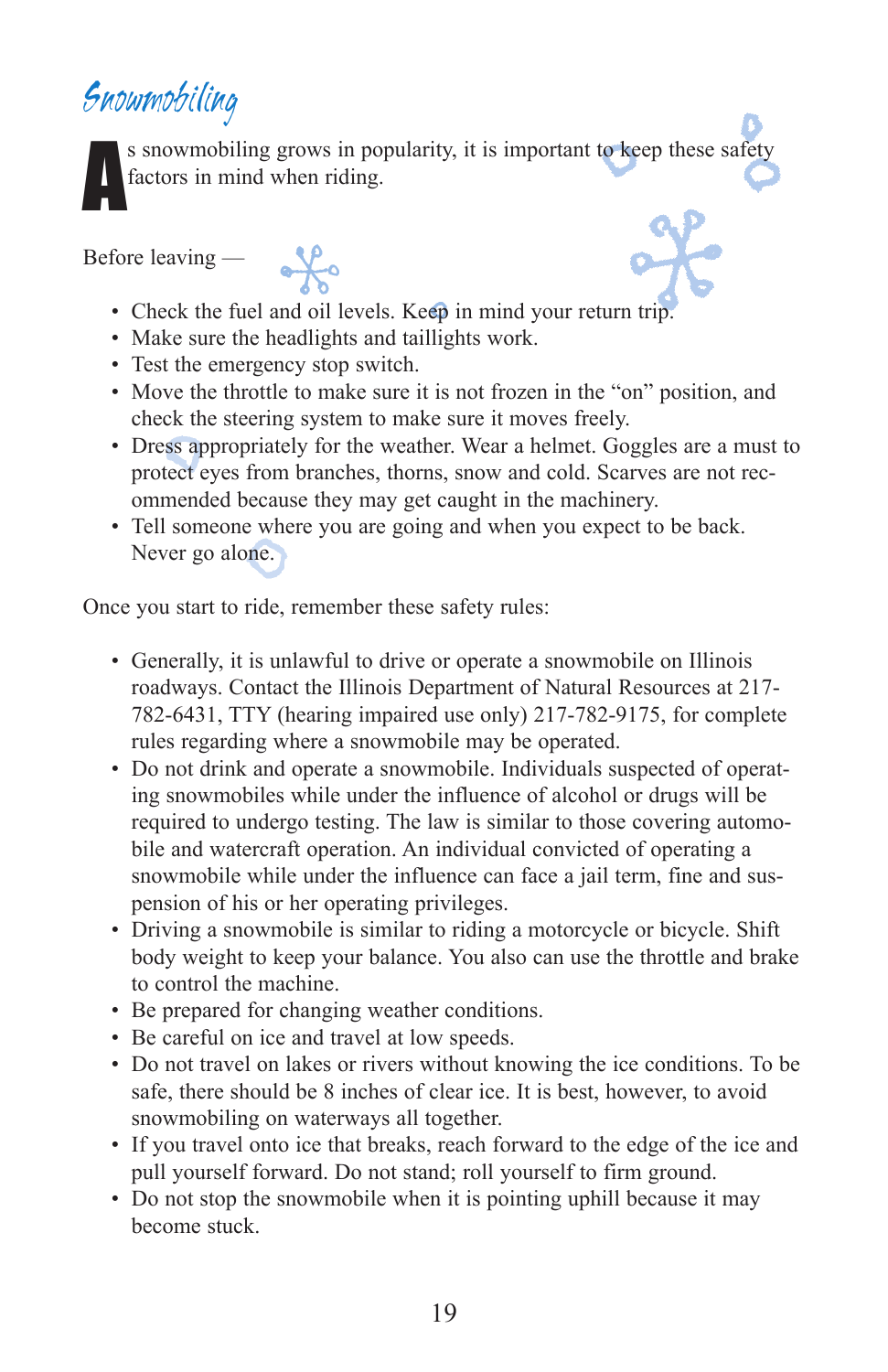# Snowmobiling

As snowmobiling grows in popularity, it is important to keep these safety factors in mind when riding.

Before leaving —

- Check the fuel and oil levels. Keep in mind your return trip.
- Make sure the headlights and taillights work.
- Test the emergency stop switch.
- Move the throttle to make sure it is not frozen in the "on" position, and check the steering system to make sure it moves freely.
- Dress appropriately for the weather. Wear a helmet. Goggles are a must to protect eyes from branches, thorns, snow and cold. Scarves are not recommended because they may get caught in the machinery.
- Tell someone where you are going and when you expect to be back. Never go alone.

Once you start to ride, remember these safety rules:

- Generally, it is unlawful to drive or operate a snowmobile on Illinois roadways. Contact the Illinois Department of Natural Resources at 217-782-6431, TTY (hearing impaired use only) 217-782-9175, for complete rules regarding where a snowmobile may be operated.
- Do not drink and operate a snowmobile. Individuals suspected of operating snowmobiles while under the influence of alcohol or drugs will be required to undergo testing. The law is similar to those covering automobile and watercraft operation. An individual convicted of operating a snowmobile while under the influence can face a jail term, fine and suspension of his or her operating privileges.
- Driving a snowmobile is similar to riding a motorcycle or bicycle. Shift body weight to keep your balance. You also can use the throttle and brake to control the machine.
- Be prepared for changing weather conditions.
- Be careful on ice and travel at low speeds.
- Do not travel on lakes or rivers without knowing the ice conditions. To be safe, there should be 8 inches of clear ice. It is best, however, to avoid snowmobiling on waterways all together.
- If you travel onto ice that breaks, reach forward to the edge of the ice and pull yourself forward. Do not stand; roll yourself to firm ground.
- Do not stop the snowmobile when it is pointing uphill because it may become stuck.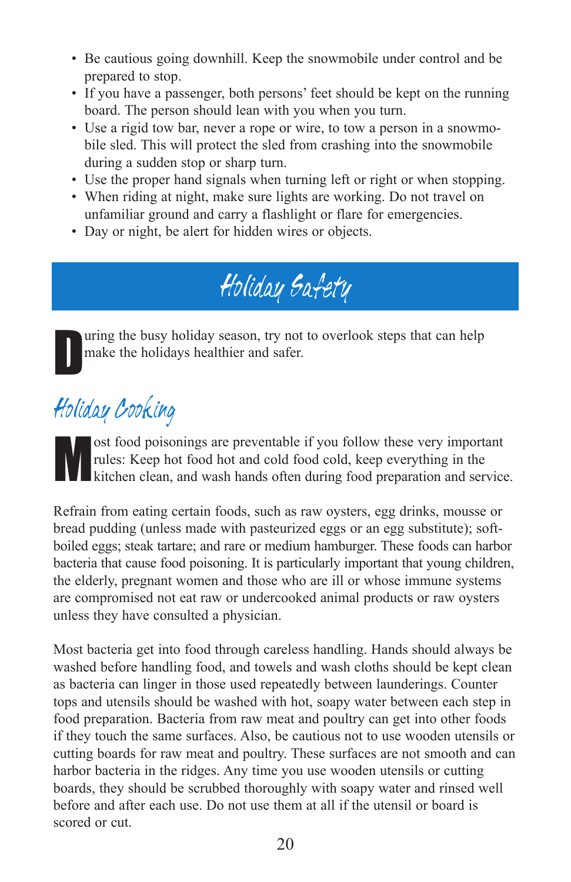- Be cautious going downhill. Keep the snowmobile under control and be prepared to stop.
- If you have a passenger, both persons' feet should be kept on the running board. The person should lean with you when you turn.
- Use a rigid tow bar, never a rope or wire, to tow a person in a snowmobile sled. This will protect the sled from crashing into the snowmobile during a sudden stop or sharp turn.
- Use the proper hand signals when turning left or right or when stopping.
- When riding at night, make sure lights are working. Do not travel on unfamiliar ground and carry a flashlight or flare for emergencies.
- Day or night, be alert for hidden wires or objects.

# Holiday Safety

During the busy holiday season, try not to overlook steps that can help make the holidays healthier and safer.

## Holiday Cooking

Most food poisonings are preventable if you follow these very important rules: Keep hot food hot and cold food cold, keep everything in the kitchen clean, and wash hands often during food preparation and service.

Refrain from eating certain foods, such as raw oysters, egg drinks, mousse or bread pudding (unless made with pasteurized eggs or an egg substitute); soft-boiled eggs; steak tartare; and rare or medium hamburger. These foods can harbor bacteria that cause food poisoning. It is particularly important that young children, the elderly, pregnant women and those who are ill or whose immune systems are compromised not eat raw or undercooked animal products or raw oysters unless they have consulted a physician.

Most bacteria get into food through careless handling. Hands should always be washed before handling food, and towels and wash cloths should be kept clean as bacteria can linger in those used repeatedly between launderings. Counter tops and utensils should be washed with hot, soapy water between each step in food preparation. Bacteria from raw meat and poultry can get into other foods if they touch the same surfaces. Also, be cautious not to use wooden utensils or cutting boards for raw meat and poultry. These surfaces are not smooth and can harbor bacteria in the ridges. Any time you use wooden utensils or cutting boards, they should be scrubbed thoroughly with soapy water and rinsed well before and after each use. Do not use them at all if the utensil or board is scored or cut.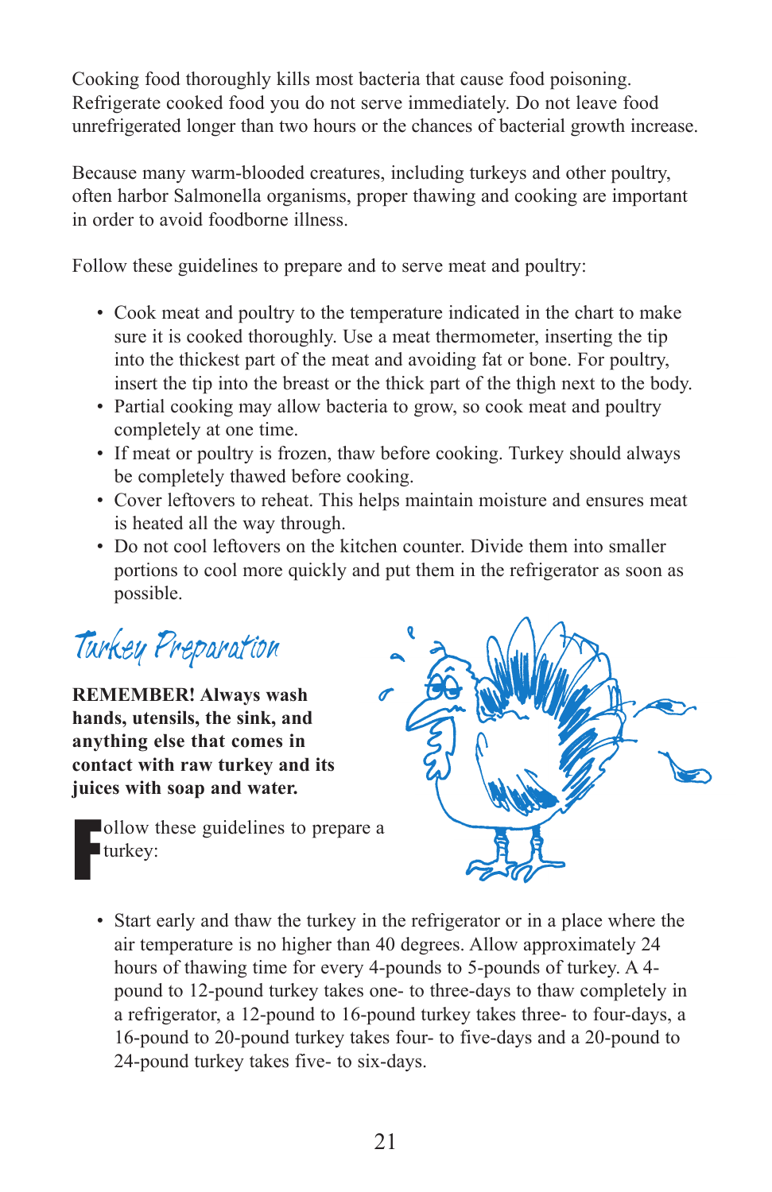Cooking food thoroughly kills most bacteria that cause food poisoning. Refrigerate cooked food you do not serve immediately. Do not leave food unrefrigerated longer than two hours or the chances of bacterial growth increase.

Because many warm-blooded creatures, including turkeys and other poultry, often harbor Salmonella organisms, proper thawing and cooking are important in order to avoid foodborne illness.

Follow these guidelines to prepare and to serve meat and poultry:

- Cook meat and poultry to the temperature indicated in the chart to make sure it is cooked thoroughly. Use a meat thermometer, inserting the tip into the thickest part of the meat and avoiding fat or bone. For poultry, insert the tip into the breast or the thick part of the thigh next to the body.
- Partial cooking may allow bacteria to grow, so cook meat and poultry completely at one time.
- If meat or poultry is frozen, thaw before cooking. Turkey should always be completely thawed before cooking.
- Cover leftovers to reheat. This helps maintain moisture and ensures meat is heated all the way through.
- Do not cool leftovers on the kitchen counter. Divide them into smaller portions to cool more quickly and put them in the refrigerator as soon as possible.

## Turkey Preparation

**REMEMBER! Always wash hands, utensils, the sink, and anything else that comes in contact with raw turkey and its juices with soap and water.**

Follow these guidelines to prepare a turkey:

- Start early and thaw the turkey in the refrigerator or in a place where the air temperature is no higher than 40 degrees. Allow approximately 24 hours of thawing time for every 4-pounds to 5-pounds of turkey. A 4-pound to 12-pound turkey takes one- to three-days to thaw completely in a refrigerator, a 12-pound to 16-pound turkey takes three- to four-days, a 16-pound to 20-pound turkey takes four- to five-days and a 20-pound to 24-pound turkey takes five- to six-days.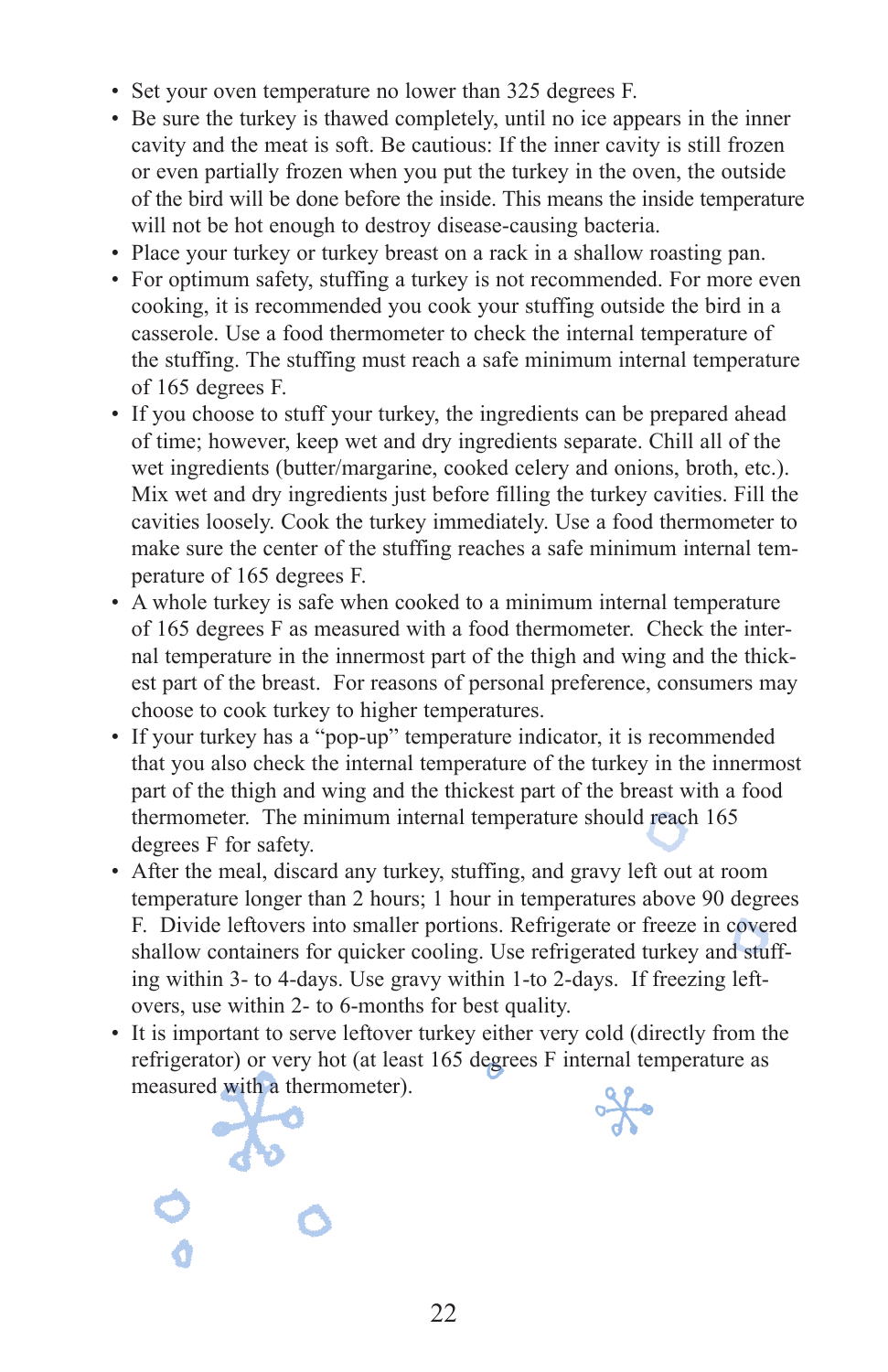- Set your oven temperature no lower than 325 degrees F.
- Be sure the turkey is thawed completely, until no ice appears in the inner cavity and the meat is soft. Be cautious: If the inner cavity is still frozen or even partially frozen when you put the turkey in the oven, the outside of the bird will be done before the inside. This means the inside temperature will not be hot enough to destroy disease-causing bacteria.
- Place your turkey or turkey breast on a rack in a shallow roasting pan.
- For optimum safety, stuffing a turkey is not recommended. For more even cooking, it is recommended you cook your stuffing outside the bird in a casserole. Use a food thermometer to check the internal temperature of the stuffing. The stuffing must reach a safe minimum internal temperature of 165 degrees F.
- If you choose to stuff your turkey, the ingredients can be prepared ahead of time; however, keep wet and dry ingredients separate. Chill all of the wet ingredients (butter/margarine, cooked celery and onions, broth, etc.). Mix wet and dry ingredients just before filling the turkey cavities. Fill the cavities loosely. Cook the turkey immediately. Use a food thermometer to make sure the center of the stuffing reaches a safe minimum internal temperature of 165 degrees F.
- A whole turkey is safe when cooked to a minimum internal temperature of 165 degrees F as measured with a food thermometer. Check the internal temperature in the innermost part of the thigh and wing and the thickest part of the breast. For reasons of personal preference, consumers may choose to cook turkey to higher temperatures.
- If your turkey has a "pop-up" temperature indicator, it is recommended that you also check the internal temperature of the turkey in the innermost part of the thigh and wing and the thickest part of the breast with a food thermometer. The minimum internal temperature should reach 165 degrees F for safety.
- After the meal, discard any turkey, stuffing, and gravy left out at room temperature longer than 2 hours; 1 hour in temperatures above 90 degrees F. Divide leftovers into smaller portions. Refrigerate or freeze in covered shallow containers for quicker cooling. Use refrigerated turkey and stuffing within 3- to 4-days. Use gravy within 1-to 2-days. If freezing leftovers, use within 2- to 6-months for best quality.
- It is important to serve leftover turkey either very cold (directly from the refrigerator) or very hot (at least 165 degrees F internal temperature as measured with a thermometer).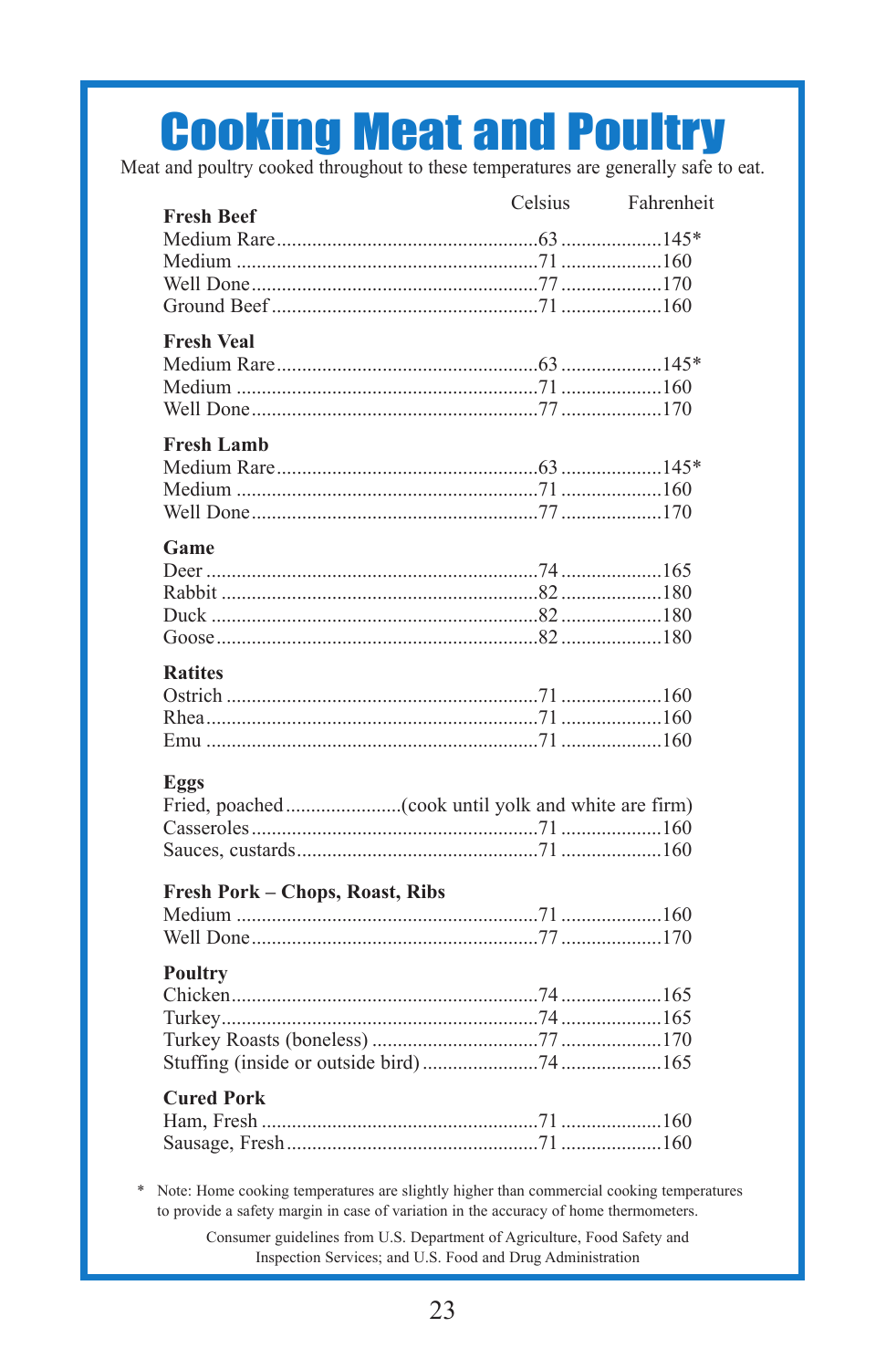# Cooking Meat and Poultry

Meat and poultry cooked throughout to these temperatures are generally safe to eat.

| | Celsius | Fahrenheit |
|---|---|---|
| **Fresh Beef** | | |
| Medium Rare | 63 | 145* |
| Medium | 71 | 160 |
| Well Done | 77 | 170 |
| Ground Beef | 71 | 160 |
| **Fresh Veal** | | |
| Medium Rare | 63 | 145* |
| Medium | 71 | 160 |
| Well Done | 77 | 170 |
| **Fresh Lamb** | | |
| Medium Rare | 63 | 145* |
| Medium | 71 | 160 |
| Well Done | 77 | 170 |
| **Game** | | |
| Deer | 74 | 165 |
| Rabbit | 82 | 180 |
| Duck | 82 | 180 |
| Goose | 82 | 180 |
| **Ratites** | | |
| Ostrich | 71 | 160 |
| Rhea | 71 | 160 |
| Emu | 71 | 160 |
| **Eggs** | | |
| Fried, poached | (cook until yolk and white are firm) | |
| Casseroles | 71 | 160 |
| Sauces, custards | 71 | 160 |
| **Fresh Pork – Chops, Roast, Ribs** | | |
| Medium | 71 | 160 |
| Well Done | 77 | 170 |
| **Poultry** | | |
| Chicken | 74 | 165 |
| Turkey | 74 | 165 |
| Turkey Roasts (boneless) | 77 | 170 |
| Stuffing (inside or outside bird) | 74 | 165 |
| **Cured Pork** | | |
| Ham, Fresh | 71 | 160 |
| Sausage, Fresh | 71 | 160 |

\* Note: Home cooking temperatures are slightly higher than commercial cooking temperatures to provide a safety margin in case of variation in the accuracy of home thermometers.

Consumer guidelines from U.S. Department of Agriculture, Food Safety and Inspection Services; and U.S. Food and Drug Administration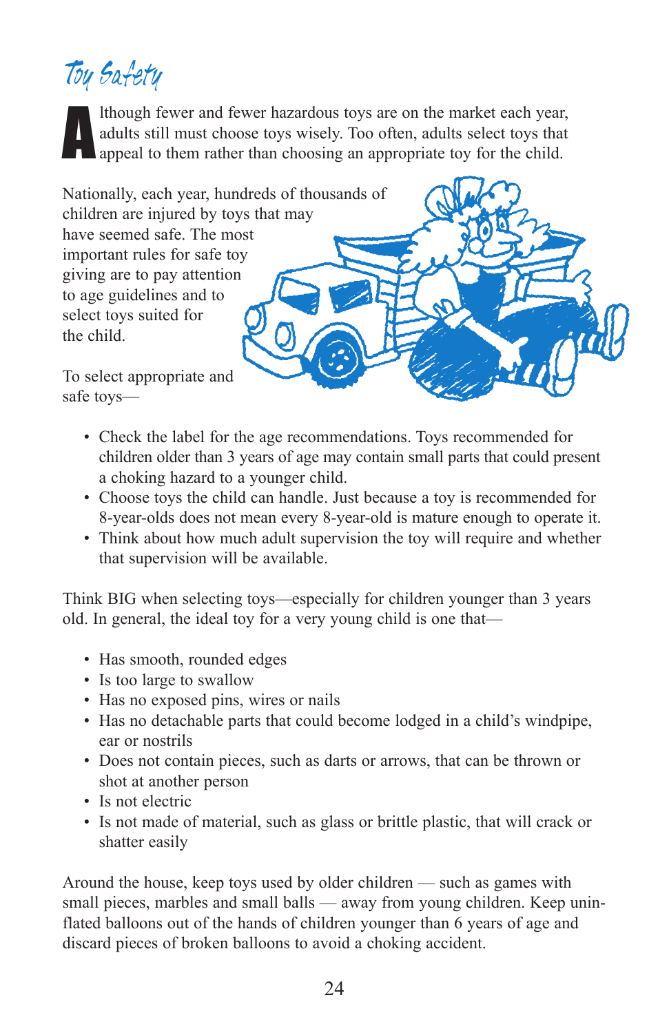# Toy Safety

Although fewer and fewer hazardous toys are on the market each year, adults still must choose toys wisely. Too often, adults select toys that appeal to them rather than choosing an appropriate toy for the child.

Nationally, each year, hundreds of thousands of children are injured by toys that may have seemed safe. The most important rules for safe toy giving are to pay attention to age guidelines and to select toys suited for the child.

To select appropriate and safe toys—

- Check the label for the age recommendations. Toys recommended for children older than 3 years of age may contain small parts that could present a choking hazard to a younger child.
- Choose toys the child can handle. Just because a toy is recommended for 8-year-olds does not mean every 8-year-old is mature enough to operate it.
- Think about how much adult supervision the toy will require and whether that supervision will be available.

Think BIG when selecting toys—especially for children younger than 3 years old. In general, the ideal toy for a very young child is one that—

- Has smooth, rounded edges
- Is too large to swallow
- Has no exposed pins, wires or nails
- Has no detachable parts that could become lodged in a child's windpipe, ear or nostrils
- Does not contain pieces, such as darts or arrows, that can be thrown or shot at another person
- Is not electric
- Is not made of material, such as glass or brittle plastic, that will crack or shatter easily

Around the house, keep toys used by older children — such as games with small pieces, marbles and small balls — away from young children. Keep uninflated balloons out of the hands of children younger than 6 years of age and discard pieces of broken balloons to avoid a choking accident.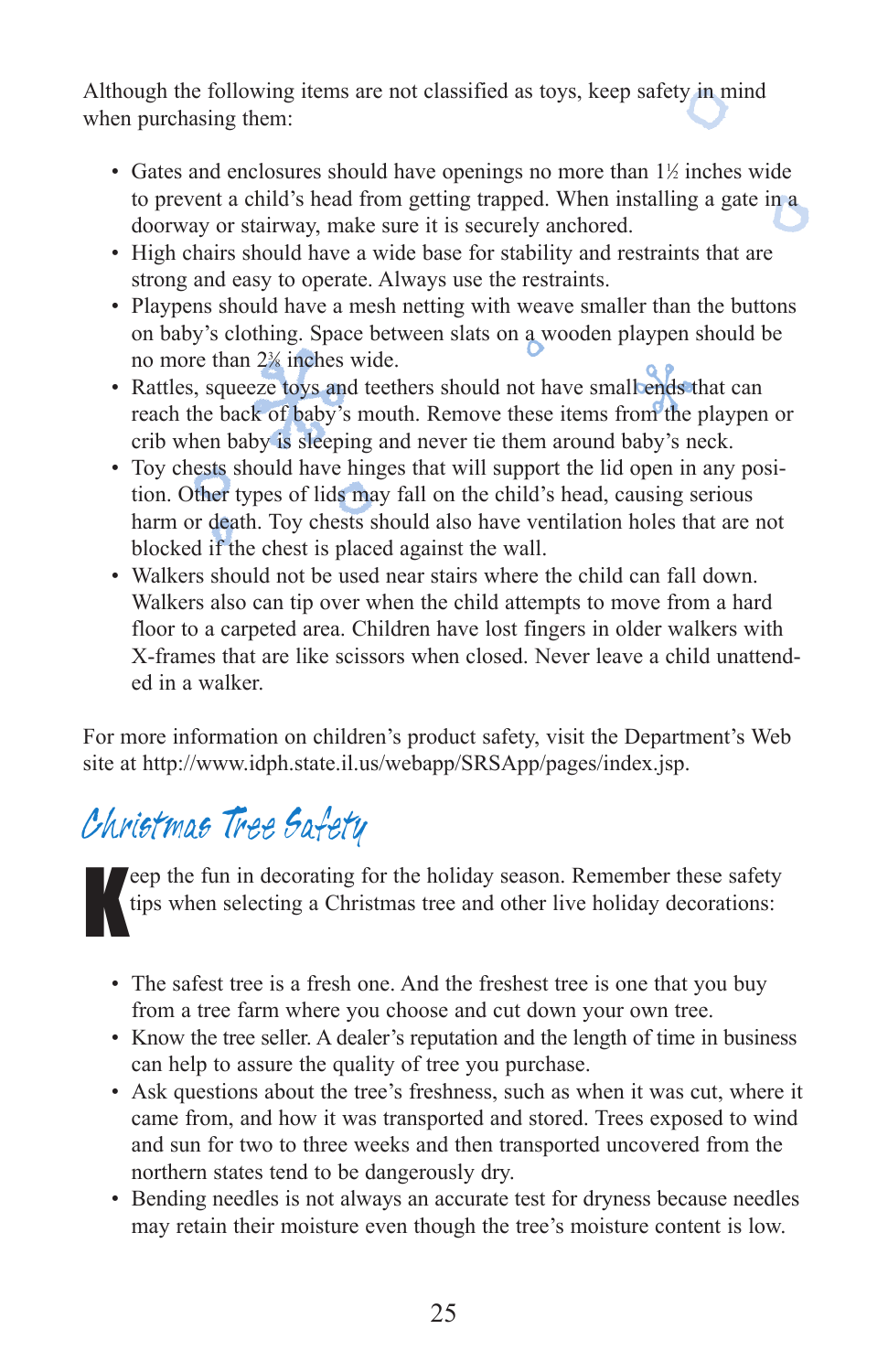Although the following items are not classified as toys, keep safety in mind when purchasing them:

- Gates and enclosures should have openings no more than 1½ inches wide to prevent a child's head from getting trapped. When installing a gate in a doorway or stairway, make sure it is securely anchored.
- High chairs should have a wide base for stability and restraints that are strong and easy to operate. Always use the restraints.
- Playpens should have a mesh netting with weave smaller than the buttons on baby's clothing. Space between slats on a wooden playpen should be no more than 2⅜ inches wide.
- Rattles, squeeze toys and teethers should not have small ends that can reach the back of baby's mouth. Remove these items from the playpen or crib when baby is sleeping and never tie them around baby's neck.
- Toy chests should have hinges that will support the lid open in any position. Other types of lids may fall on the child's head, causing serious harm or death. Toy chests should also have ventilation holes that are not blocked if the chest is placed against the wall.
- Walkers should not be used near stairs where the child can fall down. Walkers also can tip over when the child attempts to move from a hard floor to a carpeted area. Children have lost fingers in older walkers with X-frames that are like scissors when closed. Never leave a child unattended in a walker.

For more information on children's product safety, visit the Department's Web site at http://www.idph.state.il.us/webapp/SRSApp/pages/index.jsp.

## Christmas Tree Safety

Keep the fun in decorating for the holiday season. Remember these safety tips when selecting a Christmas tree and other live holiday decorations:

- The safest tree is a fresh one. And the freshest tree is one that you buy from a tree farm where you choose and cut down your own tree.
- Know the tree seller. A dealer's reputation and the length of time in business can help to assure the quality of tree you purchase.
- Ask questions about the tree's freshness, such as when it was cut, where it came from, and how it was transported and stored. Trees exposed to wind and sun for two to three weeks and then transported uncovered from the northern states tend to be dangerously dry.
- Bending needles is not always an accurate test for dryness because needles may retain their moisture even though the tree's moisture content is low.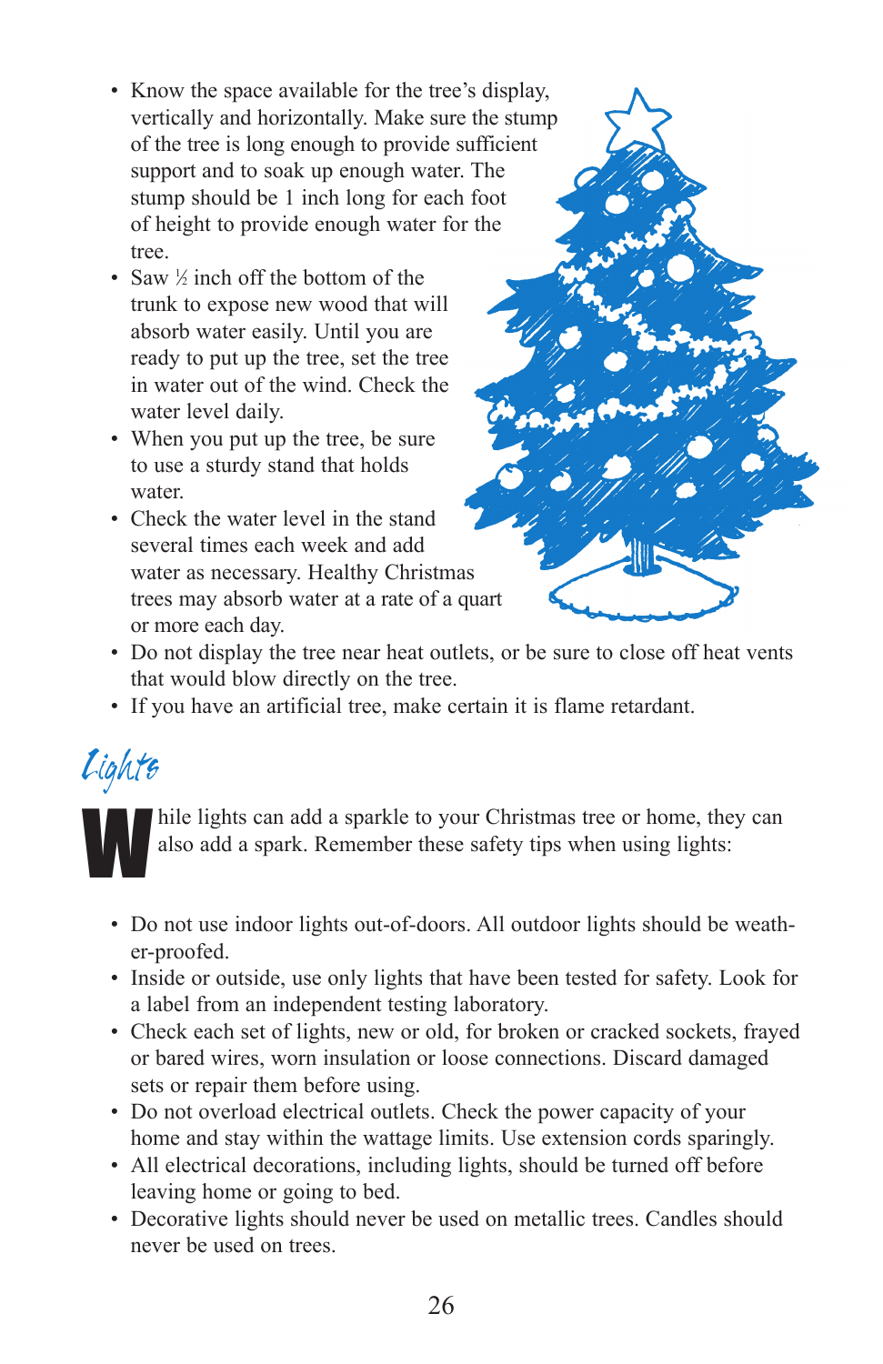- Know the space available for the tree's display, vertically and horizontally. Make sure the stump of the tree is long enough to provide sufficient support and to soak up enough water. The stump should be 1 inch long for each foot of height to provide enough water for the tree.
- Saw ½ inch off the bottom of the trunk to expose new wood that will absorb water easily. Until you are ready to put up the tree, set the tree in water out of the wind. Check the water level daily.
- When you put up the tree, be sure to use a sturdy stand that holds water.
- Check the water level in the stand several times each week and add water as necessary. Healthy Christmas trees may absorb water at a rate of a quart or more each day.
- Do not display the tree near heat outlets, or be sure to close off heat vents that would blow directly on the tree.
- If you have an artificial tree, make certain it is flame retardant.

## Lights

While lights can add a sparkle to your Christmas tree or home, they can also add a spark. Remember these safety tips when using lights:

- Do not use indoor lights out-of-doors. All outdoor lights should be weather-proofed.
- Inside or outside, use only lights that have been tested for safety. Look for a label from an independent testing laboratory.
- Check each set of lights, new or old, for broken or cracked sockets, frayed or bared wires, worn insulation or loose connections. Discard damaged sets or repair them before using.
- Do not overload electrical outlets. Check the power capacity of your home and stay within the wattage limits. Use extension cords sparingly.
- All electrical decorations, including lights, should be turned off before leaving home or going to bed.
- Decorative lights should never be used on metallic trees. Candles should never be used on trees.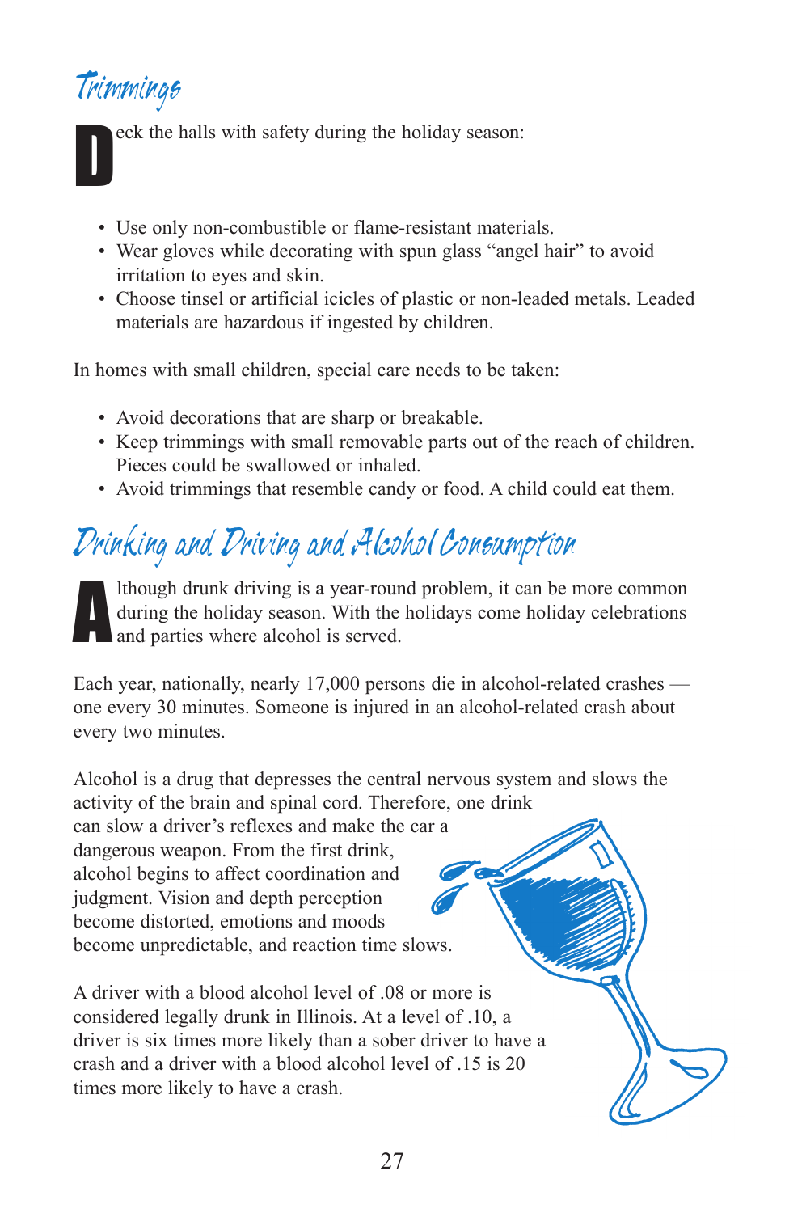## Trimmings

Deck the halls with safety during the holiday season:

- Use only non-combustible or flame-resistant materials.
- Wear gloves while decorating with spun glass "angel hair" to avoid irritation to eyes and skin.
- Choose tinsel or artificial icicles of plastic or non-leaded metals. Leaded materials are hazardous if ingested by children.

In homes with small children, special care needs to be taken:

- Avoid decorations that are sharp or breakable.
- Keep trimmings with small removable parts out of the reach of children. Pieces could be swallowed or inhaled.
- Avoid trimmings that resemble candy or food. A child could eat them.

## Drinking and Driving and Alcohol Consumption

Although drunk driving is a year-round problem, it can be more common during the holiday season. With the holidays come holiday celebrations and parties where alcohol is served.

Each year, nationally, nearly 17,000 persons die in alcohol-related crashes — one every 30 minutes. Someone is injured in an alcohol-related crash about every two minutes.

Alcohol is a drug that depresses the central nervous system and slows the activity of the brain and spinal cord. Therefore, one drink can slow a driver's reflexes and make the car a dangerous weapon. From the first drink, alcohol begins to affect coordination and judgment. Vision and depth perception become distorted, emotions and moods become unpredictable, and reaction time slows.

A driver with a blood alcohol level of .08 or more is considered legally drunk in Illinois. At a level of .10, a driver is six times more likely than a sober driver to have a crash and a driver with a blood alcohol level of .15 is 20 times more likely to have a crash.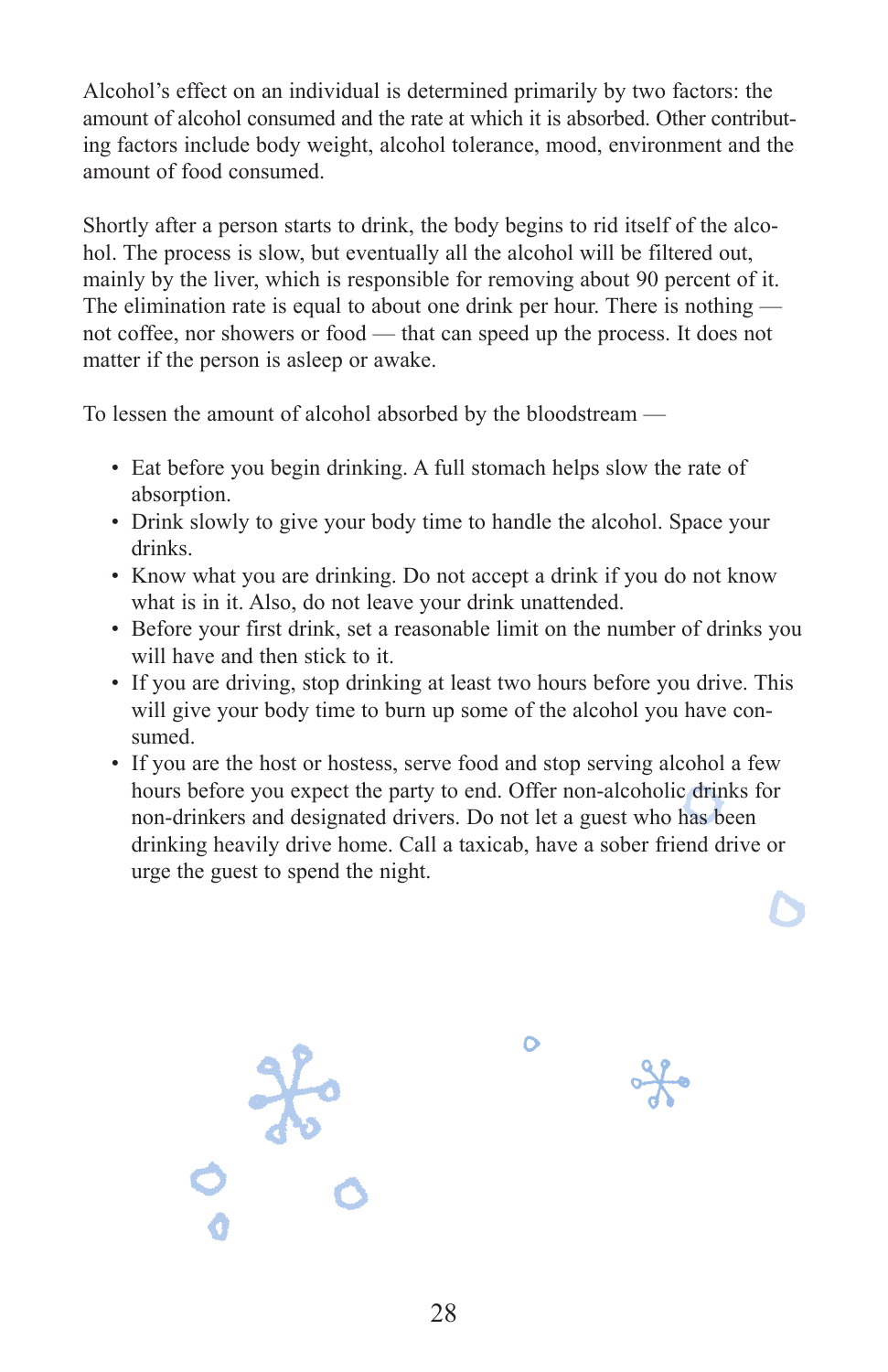Alcohol's effect on an individual is determined primarily by two factors: the amount of alcohol consumed and the rate at which it is absorbed. Other contributing factors include body weight, alcohol tolerance, mood, environment and the amount of food consumed.

Shortly after a person starts to drink, the body begins to rid itself of the alcohol. The process is slow, but eventually all the alcohol will be filtered out, mainly by the liver, which is responsible for removing about 90 percent of it. The elimination rate is equal to about one drink per hour. There is nothing — not coffee, nor showers or food — that can speed up the process. It does not matter if the person is asleep or awake.

To lessen the amount of alcohol absorbed by the bloodstream —

- Eat before you begin drinking. A full stomach helps slow the rate of absorption.
- Drink slowly to give your body time to handle the alcohol. Space your drinks.
- Know what you are drinking. Do not accept a drink if you do not know what is in it. Also, do not leave your drink unattended.
- Before your first drink, set a reasonable limit on the number of drinks you will have and then stick to it.
- If you are driving, stop drinking at least two hours before you drive. This will give your body time to burn up some of the alcohol you have consumed.
- If you are the host or hostess, serve food and stop serving alcohol a few hours before you expect the party to end. Offer non-alcoholic drinks for non-drinkers and designated drivers. Do not let a guest who has been drinking heavily drive home. Call a taxicab, have a sober friend drive or urge the guest to spend the night.